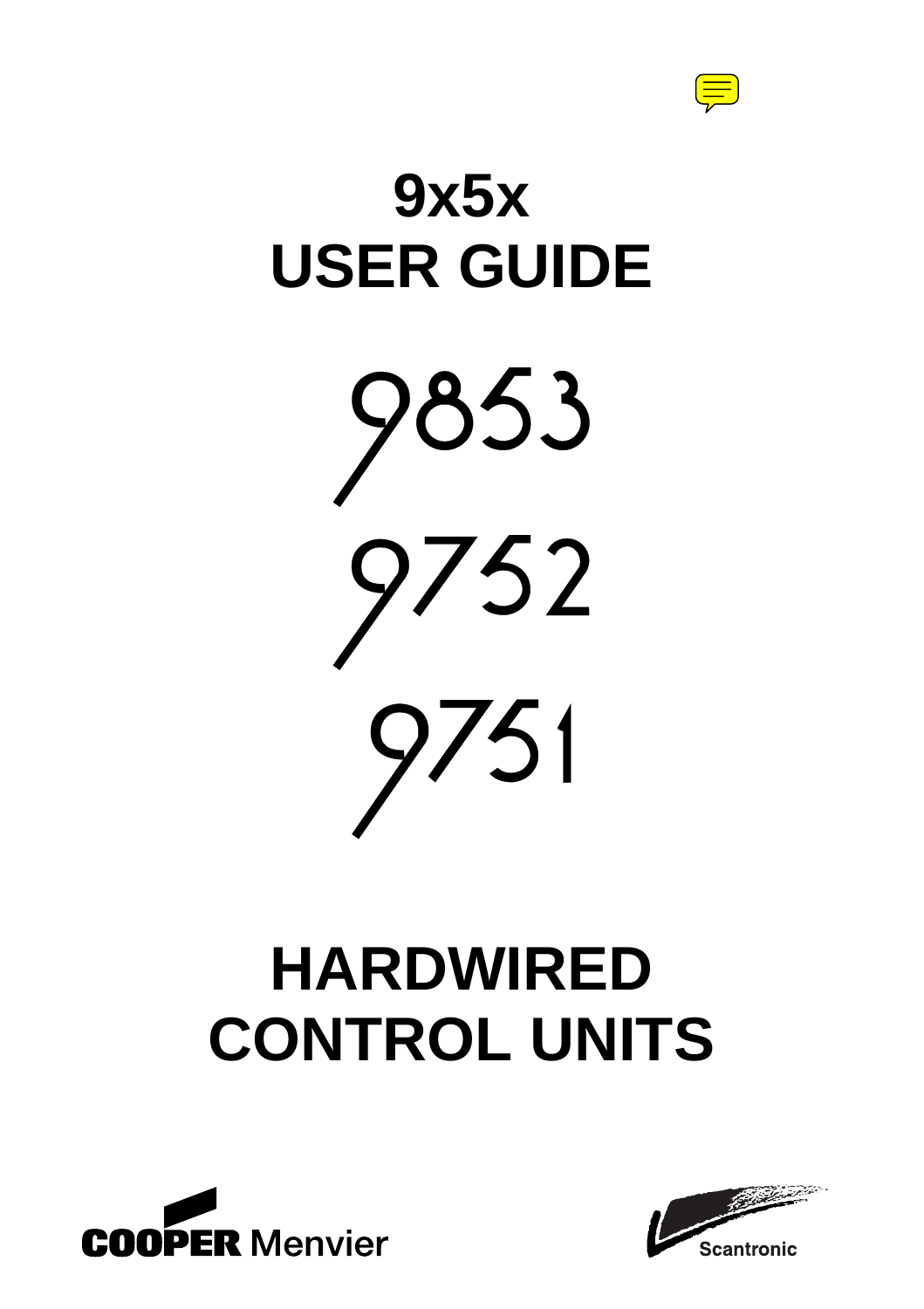# 9x5x
# USER GUIDE

# 9853
# 9752
# 9751

# HARDWIRED CONTROL UNITS

COOPER Menvier

Scantronic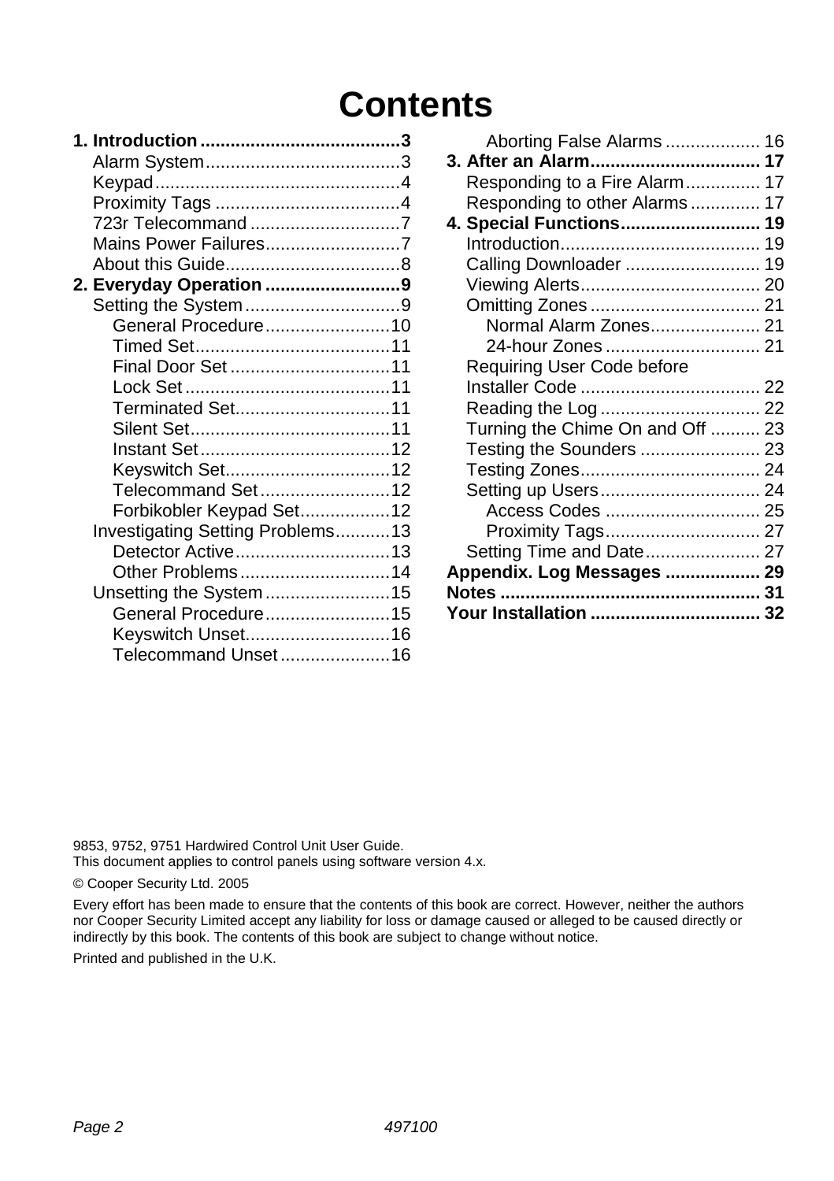# Contents

**1. Introduction ........................................ 3**
- Alarm System ....................................... 3
- Keypad ................................................. 4
- Proximity Tags ..................................... 4
- 723r Telecommand .............................. 7
- Mains Power Failures ........................... 7
- About this Guide ................................... 8

**2. Everyday Operation ........................... 9**
- Setting the System ............................... 9
  - General Procedure ......................... 10
  - Timed Set ....................................... 11
  - Final Door Set ................................ 11
  - Lock Set ......................................... 11
  - Terminated Set ............................... 11
  - Silent Set ........................................ 11
  - Instant Set ...................................... 12
  - Keyswitch Set ................................. 12
  - Telecommand Set .......................... 12
  - Forbikobler Keypad Set .................. 12
- Investigating Setting Problems ........... 13
  - Detector Active ............................... 13
  - Other Problems .............................. 14
- Unsetting the System ......................... 15
  - General Procedure ......................... 15
  - Keyswitch Unset ............................. 16
  - Telecommand Unset ...................... 16
  - Aborting False Alarms ................... 16

**3. After an Alarm .................................. 17**
- Responding to a Fire Alarm ............... 17
- Responding to other Alarms .............. 17

**4. Special Functions ............................ 19**
- Introduction ........................................ 19
- Calling Downloader ........................... 19
- Viewing Alerts .................................... 20
- Omitting Zones .................................. 21
  - Normal Alarm Zones ...................... 21
  - 24-hour Zones ............................... 21
- Requiring User Code before Installer Code .................................... 22
- Reading the Log ................................ 22
- Turning the Chime On and Off .......... 23
- Testing the Sounders ........................ 23
- Testing Zones .................................... 24
- Setting up Users ................................ 24
  - Access Codes ............................... 25
  - Proximity Tags ............................... 27
- Setting Time and Date ....................... 27

**Appendix. Log Messages ................... 29**

**Notes .................................................... 31**

**Your Installation .................................. 32**

9853, 9752, 9751 Hardwired Control Unit User Guide.
This document applies to control panels using software version 4.x.

© Cooper Security Ltd. 2005

Every effort has been made to ensure that the contents of this book are correct. However, neither the authors nor Cooper Security Limited accept any liability for loss or damage caused or alleged to be caused directly or indirectly by this book. The contents of this book are subject to change without notice.

Printed and published in the U.K.

497100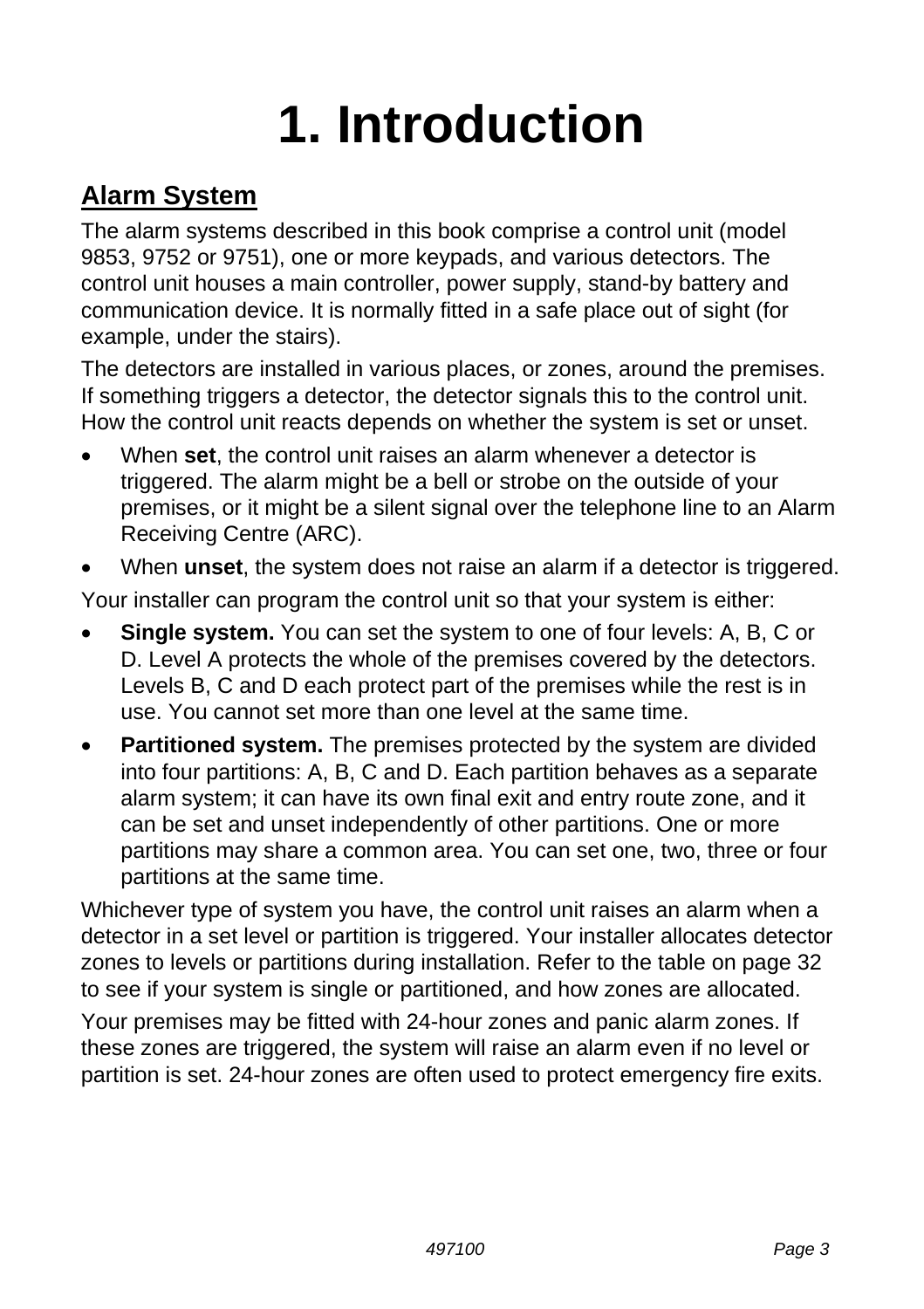# 1. Introduction

## Alarm System

The alarm systems described in this book comprise a control unit (model 9853, 9752 or 9751), one or more keypads, and various detectors. The control unit houses a main controller, power supply, stand-by battery and communication device. It is normally fitted in a safe place out of sight (for example, under the stairs).

The detectors are installed in various places, or zones, around the premises. If something triggers a detector, the detector signals this to the control unit. How the control unit reacts depends on whether the system is set or unset.

- When **set**, the control unit raises an alarm whenever a detector is triggered. The alarm might be a bell or strobe on the outside of your premises, or it might be a silent signal over the telephone line to an Alarm Receiving Centre (ARC).
- When **unset**, the system does not raise an alarm if a detector is triggered.

Your installer can program the control unit so that your system is either:

- **Single system.** You can set the system to one of four levels: A, B, C or D. Level A protects the whole of the premises covered by the detectors. Levels B, C and D each protect part of the premises while the rest is in use. You cannot set more than one level at the same time.
- **Partitioned system.** The premises protected by the system are divided into four partitions: A, B, C and D. Each partition behaves as a separate alarm system; it can have its own final exit and entry route zone, and it can be set and unset independently of other partitions. One or more partitions may share a common area. You can set one, two, three or four partitions at the same time.

Whichever type of system you have, the control unit raises an alarm when a detector in a set level or partition is triggered. Your installer allocates detector zones to levels or partitions during installation. Refer to the table on page 32 to see if your system is single or partitioned, and how zones are allocated.

Your premises may be fitted with 24-hour zones and panic alarm zones. If these zones are triggered, the system will raise an alarm even if no level or partition is set. 24-hour zones are often used to protect emergency fire exits.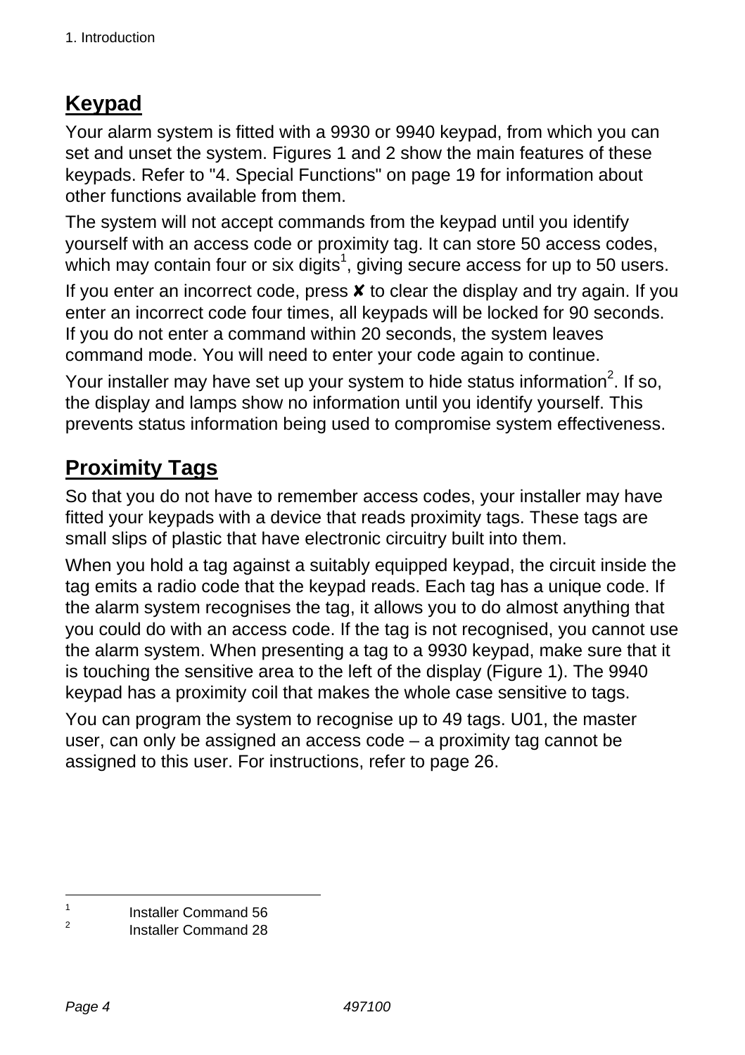## Keypad

Your alarm system is fitted with a 9930 or 9940 keypad, from which you can set and unset the system. Figures 1 and 2 show the main features of these keypads. Refer to "4. Special Functions" on page 19 for information about other functions available from them.

The system will not accept commands from the keypad until you identify yourself with an access code or proximity tag. It can store 50 access codes, which may contain four or six digits[1], giving secure access for up to 50 users.

If you enter an incorrect code, press ✘ to clear the display and try again. If you enter an incorrect code four times, all keypads will be locked for 90 seconds. If you do not enter a command within 20 seconds, the system leaves command mode. You will need to enter your code again to continue.

Your installer may have set up your system to hide status information[2]. If so, the display and lamps show no information until you identify yourself. This prevents status information being used to compromise system effectiveness.

## Proximity Tags

So that you do not have to remember access codes, your installer may have fitted your keypads with a device that reads proximity tags. These tags are small slips of plastic that have electronic circuitry built into them.

When you hold a tag against a suitably equipped keypad, the circuit inside the tag emits a radio code that the keypad reads. Each tag has a unique code. If the alarm system recognises the tag, it allows you to do almost anything that you could do with an access code. If the tag is not recognised, you cannot use the alarm system. When presenting a tag to a 9930 keypad, make sure that it is touching the sensitive area to the left of the display (Figure 1). The 9940 keypad has a proximity coil that makes the whole case sensitive to tags.

You can program the system to recognise up to 49 tags. U01, the master user, can only be assigned an access code – a proximity tag cannot be assigned to this user. For instructions, refer to page 26.

---

[1] Installer Command 56

[2] Installer Command 28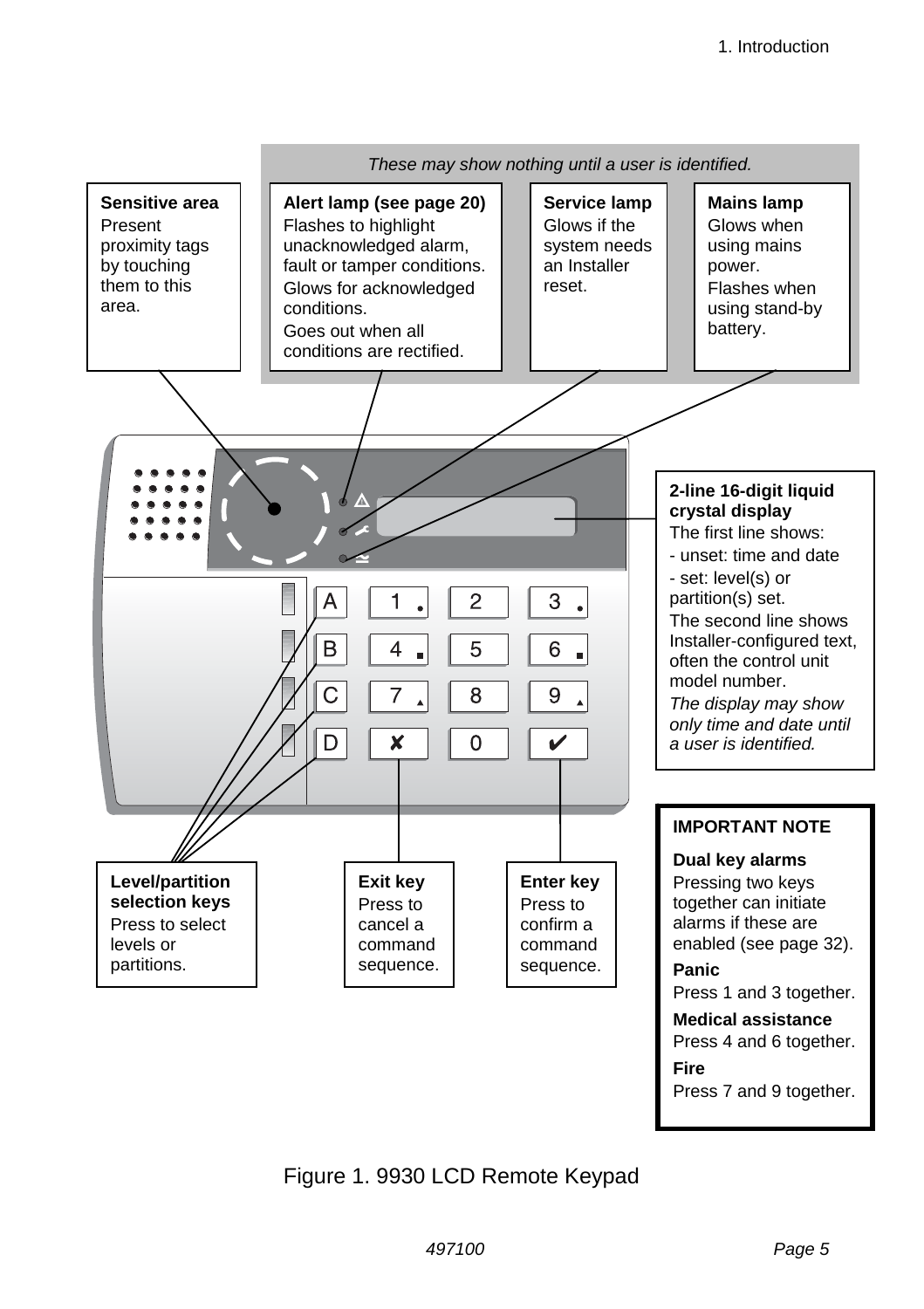*These may show nothing until a user is identified.*

**Sensitive area**
Present proximity tags by touching them to this area.

**Alert lamp (see page 20)**
Flashes to highlight unacknowledged alarm, fault or tamper conditions.
Glows for acknowledged conditions.
Goes out when all conditions are rectified.

**Service lamp**
Glows if the system needs an Installer reset.

**Mains lamp**
Glows when using mains power.
Flashes when using stand-by battery.

**2-line 16-digit liquid crystal display**
The first line shows:
- unset: time and date
- set: level(s) or partition(s) set.

The second line shows Installer-configured text, often the control unit model number.

*The display may show only time and date until a user is identified.*

**Level/partition selection keys**
Press to select levels or partitions.

**Exit key**
Press to cancel a command sequence.

**Enter key**
Press to confirm a command sequence.

**IMPORTANT NOTE**

**Dual key alarms**
Pressing two keys together can initiate alarms if these are enabled (see page 32).

**Panic**
Press 1 and 3 together.

**Medical assistance**
Press 4 and 6 together.

**Fire**
Press 7 and 9 together.

Figure 1. 9930 LCD Remote Keypad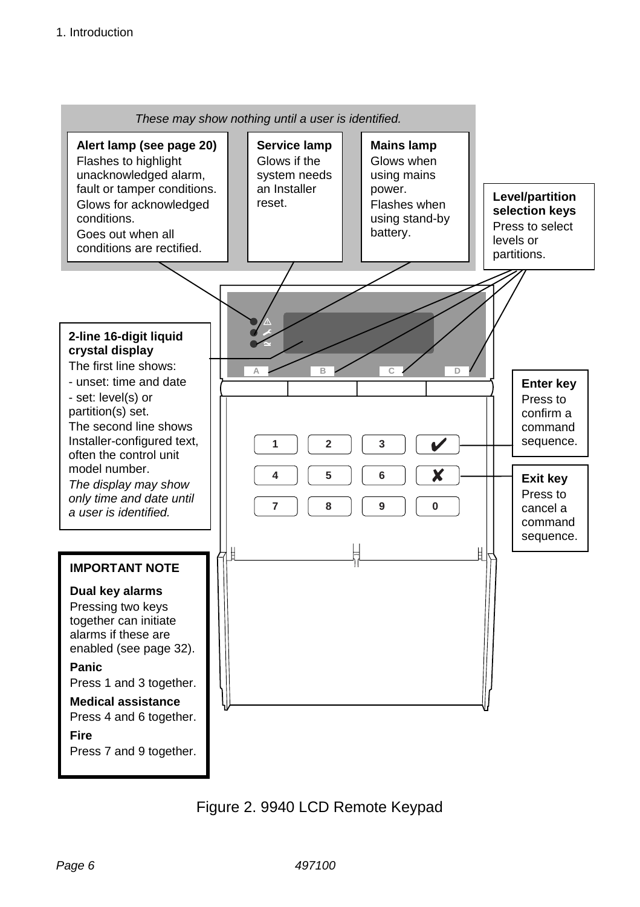*These may show nothing until a user is identified.*

**Alert lamp (see page 20)**
Flashes to highlight unacknowledged alarm, fault or tamper conditions.
Glows for acknowledged conditions.
Goes out when all conditions are rectified.

**Service lamp**
Glows if the system needs an Installer reset.

**Mains lamp**
Glows when using mains power.
Flashes when using stand-by battery.

**Level/partition selection keys**
Press to select levels or partitions.

**2-line 16-digit liquid crystal display**
The first line shows:
- unset: time and date
- set: level(s) or partition(s) set.

The second line shows Installer-configured text, often the control unit model number.
*The display may show only time and date until a user is identified.*

**Enter key**
Press to confirm a command sequence.

**Exit key**
Press to cancel a command sequence.

**IMPORTANT NOTE**

**Dual key alarms**
Pressing two keys together can initiate alarms if these are enabled (see page 32).

**Panic**
Press 1 and 3 together.

**Medical assistance**
Press 4 and 6 together.

**Fire**
Press 7 and 9 together.

Figure 2. 9940 LCD Remote Keypad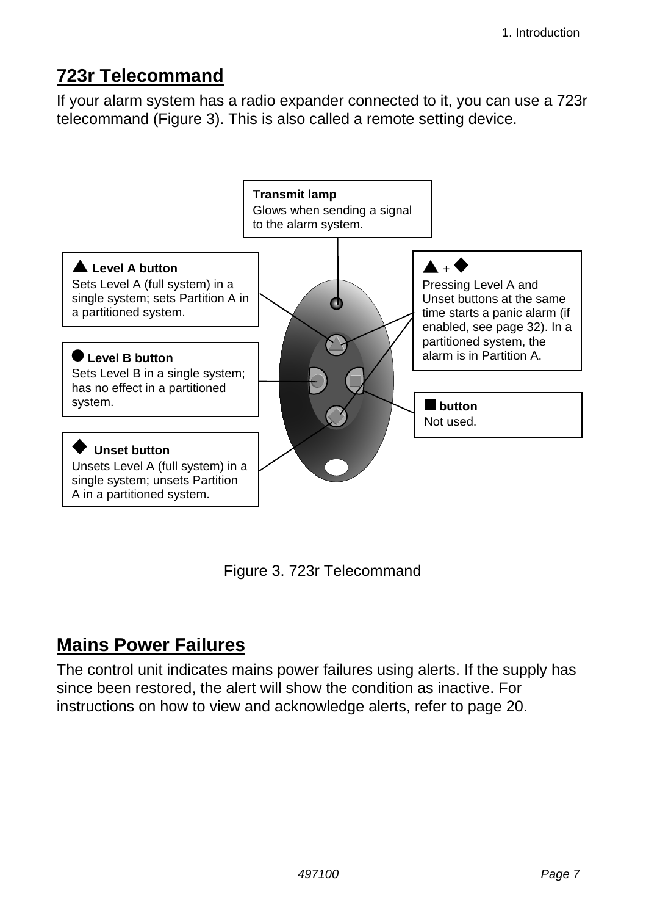## 723r Telecommand

If your alarm system has a radio expander connected to it, you can use a 723r telecommand (Figure 3). This is also called a remote setting device.

**Transmit lamp**
Glows when sending a signal to the alarm system.

▲ **Level A button**
Sets Level A (full system) in a single system; sets Partition A in a partitioned system.

▲ + ◆
Pressing Level A and Unset buttons at the same time starts a panic alarm (if enabled, see page 32). In a partitioned system, the alarm is in Partition A.

● **Level B button**
Sets Level B in a single system; has no effect in a partitioned system.

■ **button**
Not used.

◆ **Unset button**
Unsets Level A (full system) in a single system; unsets Partition A in a partitioned system.

Figure 3. 723r Telecommand

## Mains Power Failures

The control unit indicates mains power failures using alerts. If the supply has since been restored, the alert will show the condition as inactive. For instructions on how to view and acknowledge alerts, refer to page 20.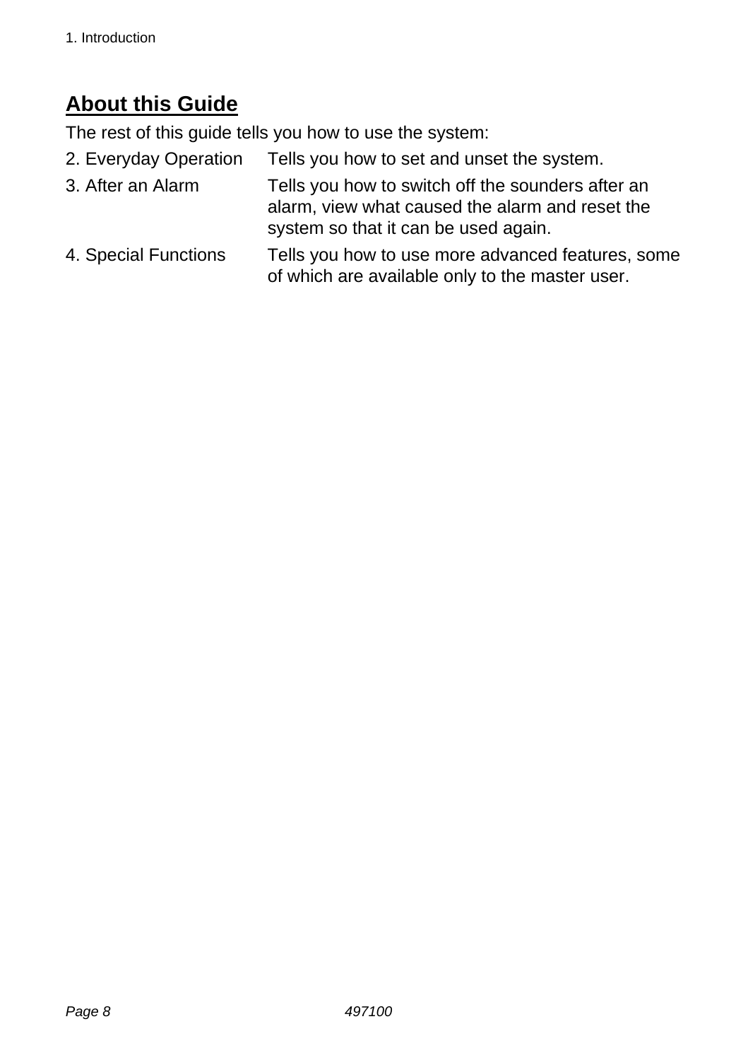## About this Guide

The rest of this guide tells you how to use the system:

| | |
|---|---|
| 2. Everyday Operation | Tells you how to set and unset the system. |
| 3. After an Alarm | Tells you how to switch off the sounders after an alarm, view what caused the alarm and reset the system so that it can be used again. |
| 4. Special Functions | Tells you how to use more advanced features, some of which are available only to the master user. |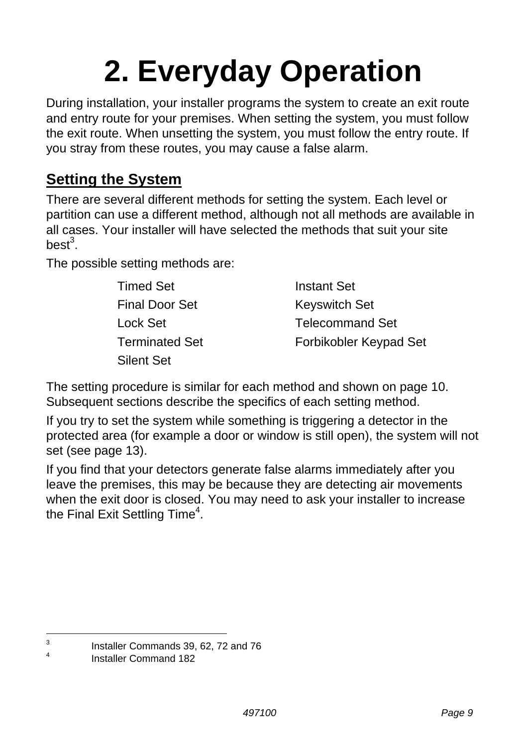# 2. Everyday Operation

During installation, your installer programs the system to create an exit route and entry route for your premises. When setting the system, you must follow the exit route. When unsetting the system, you must follow the entry route. If you stray from these routes, you may cause a false alarm.

## Setting the System

There are several different methods for setting the system. Each level or partition can use a different method, although not all methods are available in all cases. Your installer will have selected the methods that suit your site best[3].

The possible setting methods are:

| | |
|---|---|
| Timed Set | Instant Set |
| Final Door Set | Keyswitch Set |
| Lock Set | Telecommand Set |
| Terminated Set | Forbikobler Keypad Set |
| Silent Set | |

The setting procedure is similar for each method and shown on page 10. Subsequent sections describe the specifics of each setting method.

If you try to set the system while something is triggering a detector in the protected area (for example a door or window is still open), the system will not set (see page 13).

If you find that your detectors generate false alarms immediately after you leave the premises, this may be because they are detecting air movements when the exit door is closed. You may need to ask your installer to increase the Final Exit Settling Time[4].

---

[3] Installer Commands 39, 62, 72 and 76

[4] Installer Command 182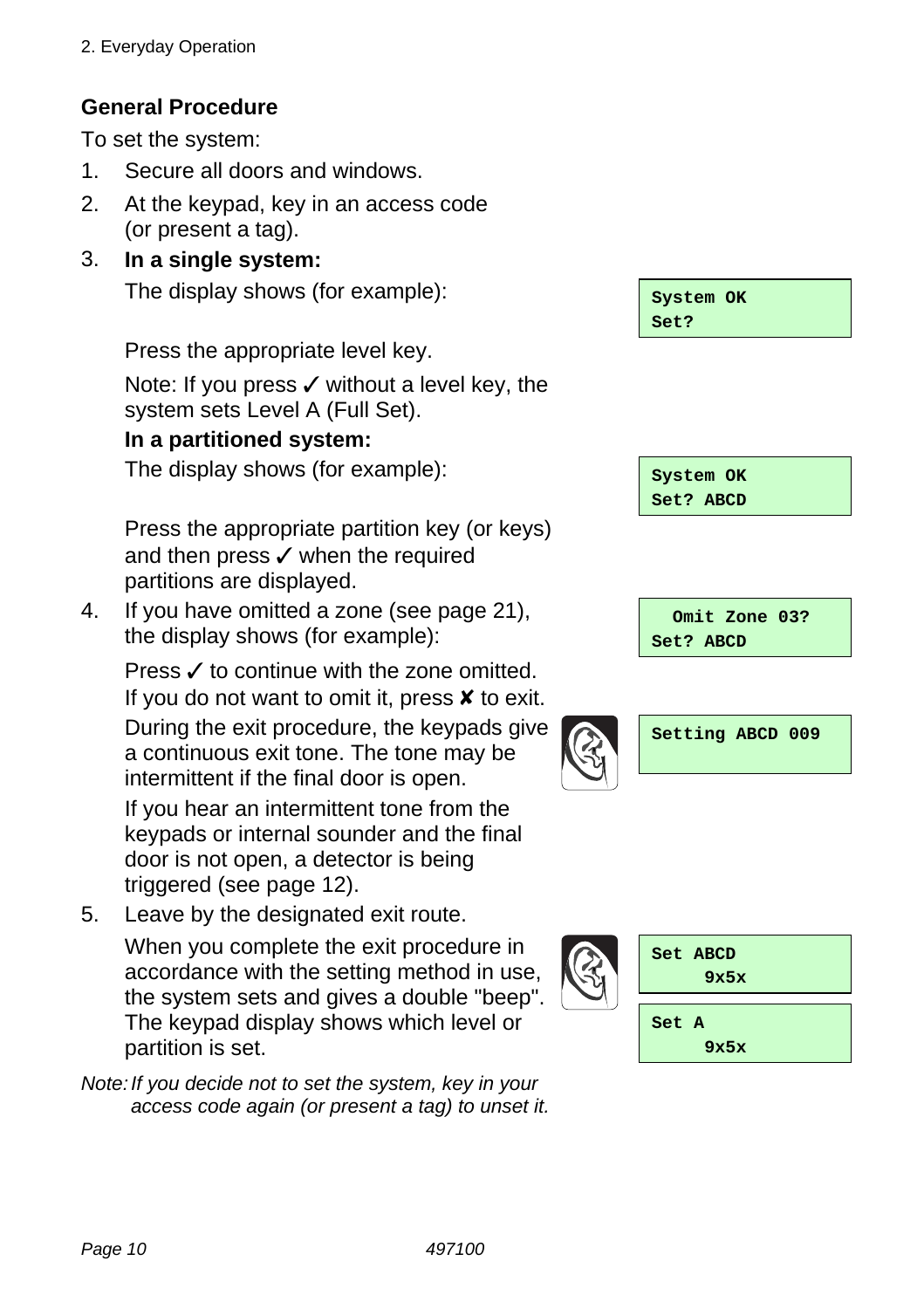## General Procedure

To set the system:

1. Secure all doors and windows.
2. At the keypad, key in an access code (or present a tag).
3. **In a single system:**

   The display shows (for example):

   ```
   System OK
   Set?
   ```

   Press the appropriate level key.

   Note: If you press ✓ without a level key, the system sets Level A (Full Set).

   **In a partitioned system:**

   The display shows (for example):

   ```
   System OK
   Set? ABCD
   ```

   Press the appropriate partition key (or keys) and then press ✓ when the required partitions are displayed.

4. If you have omitted a zone (see page 21), the display shows (for example):

   ```
     Omit Zone 03?
   Set? ABCD
   ```

   Press ✓ to continue with the zone omitted. If you do not want to omit it, press ✘ to exit.

   During the exit procedure, the keypads give a continuous exit tone. The tone may be intermittent if the final door is open.

   ```
   Setting ABCD 009
   ```

   If you hear an intermittent tone from the keypads or internal sounder and the final door is not open, a detector is being triggered (see page 12).

5. Leave by the designated exit route.

   When you complete the exit procedure in accordance with the setting method in use, the system sets and gives a double "beep". The keypad display shows which level or partition is set.

   ```
   Set ABCD
        9x5x
   ```

   ```
   Set A
        9x5x
   ```

*Note: If you decide not to set the system, key in your access code again (or present a tag) to unset it.*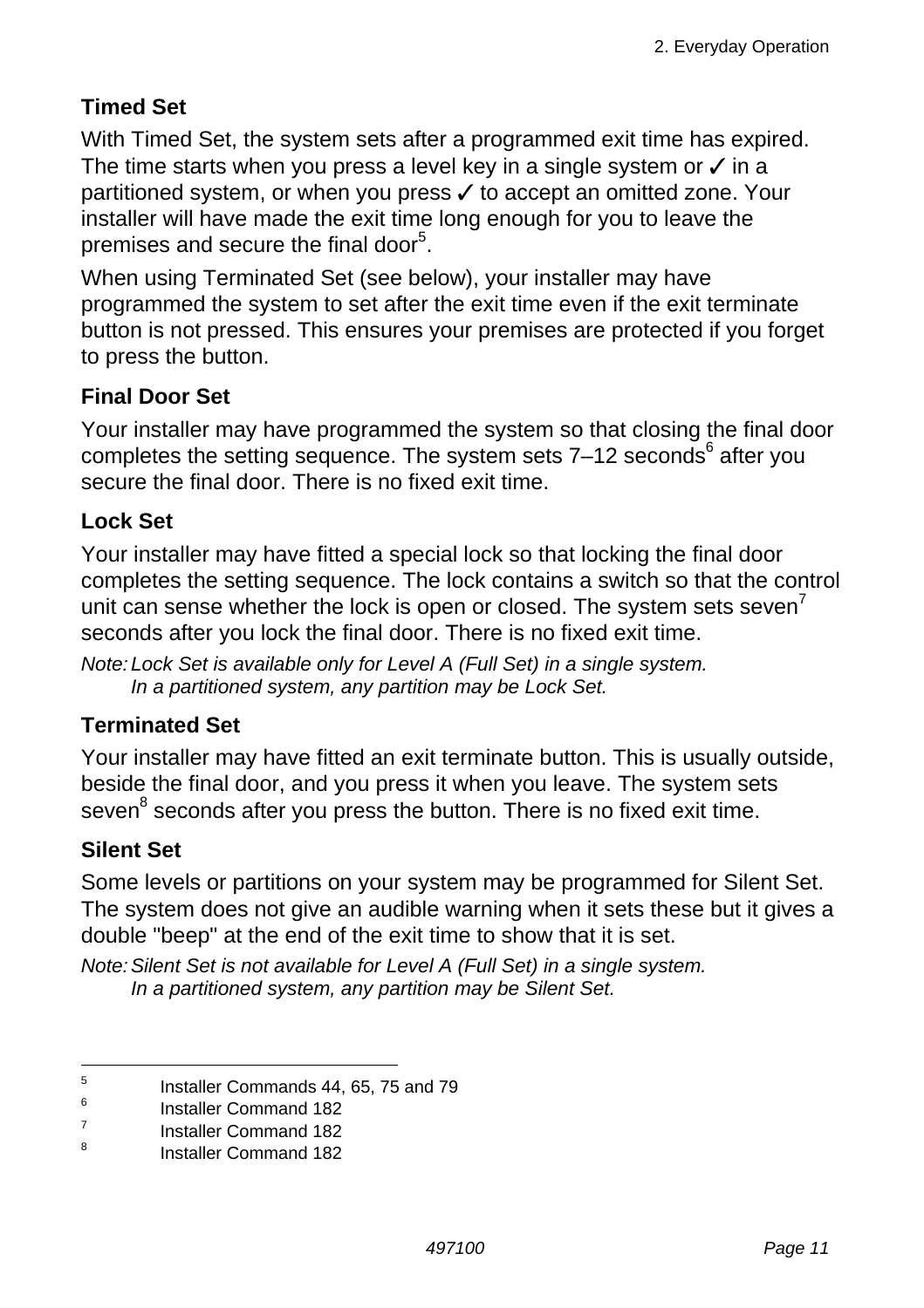### Timed Set

With Timed Set, the system sets after a programmed exit time has expired. The time starts when you press a level key in a single system or ✓ in a partitioned system, or when you press ✓ to accept an omitted zone. Your installer will have made the exit time long enough for you to leave the premises and secure the final door[5].

When using Terminated Set (see below), your installer may have programmed the system to set after the exit time even if the exit terminate button is not pressed. This ensures your premises are protected if you forget to press the button.

### Final Door Set

Your installer may have programmed the system so that closing the final door completes the setting sequence. The system sets 7–12 seconds[6] after you secure the final door. There is no fixed exit time.

### Lock Set

Your installer may have fitted a special lock so that locking the final door completes the setting sequence. The lock contains a switch so that the control unit can sense whether the lock is open or closed. The system sets seven[7] seconds after you lock the final door. There is no fixed exit time.

*Note: Lock Set is available only for Level A (Full Set) in a single system. In a partitioned system, any partition may be Lock Set.*

### Terminated Set

Your installer may have fitted an exit terminate button. This is usually outside, beside the final door, and you press it when you leave. The system sets seven[8] seconds after you press the button. There is no fixed exit time.

### Silent Set

Some levels or partitions on your system may be programmed for Silent Set. The system does not give an audible warning when it sets these but it gives a double "beep" at the end of the exit time to show that it is set.

*Note: Silent Set is not available for Level A (Full Set) in a single system. In a partitioned system, any partition may be Silent Set.*

---

[5] Installer Commands 44, 65, 75 and 79

[6] Installer Command 182

[7] Installer Command 182

[8] Installer Command 182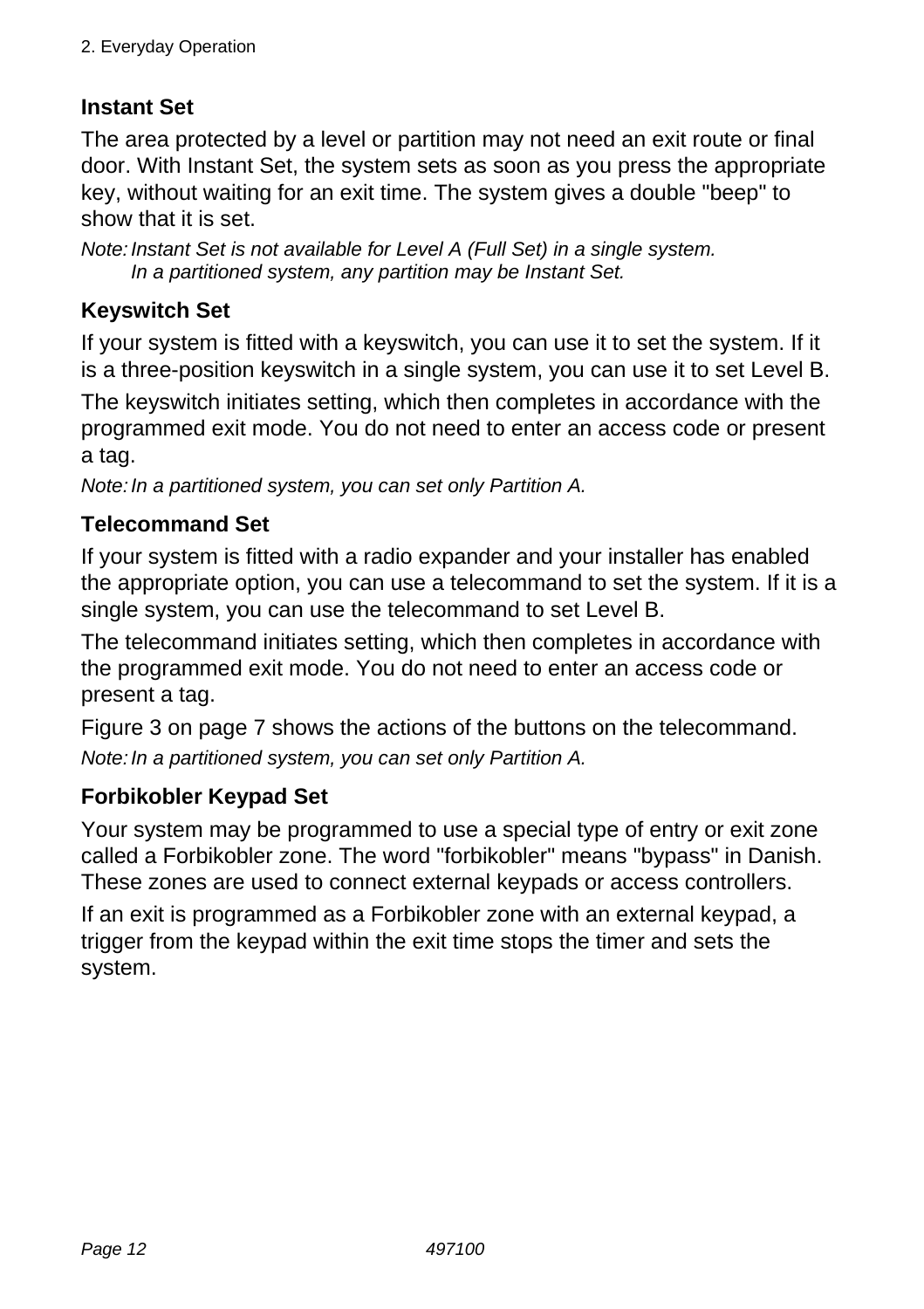### Instant Set

The area protected by a level or partition may not need an exit route or final door. With Instant Set, the system sets as soon as you press the appropriate key, without waiting for an exit time. The system gives a double "beep" to show that it is set.

*Note: Instant Set is not available for Level A (Full Set) in a single system. In a partitioned system, any partition may be Instant Set.*

### Keyswitch Set

If your system is fitted with a keyswitch, you can use it to set the system. If it is a three-position keyswitch in a single system, you can use it to set Level B.

The keyswitch initiates setting, which then completes in accordance with the programmed exit mode. You do not need to enter an access code or present a tag.

*Note: In a partitioned system, you can set only Partition A.*

### Telecommand Set

If your system is fitted with a radio expander and your installer has enabled the appropriate option, you can use a telecommand to set the system. If it is a single system, you can use the telecommand to set Level B.

The telecommand initiates setting, which then completes in accordance with the programmed exit mode. You do not need to enter an access code or present a tag.

Figure 3 on page 7 shows the actions of the buttons on the telecommand.

*Note: In a partitioned system, you can set only Partition A.*

### Forbikobler Keypad Set

Your system may be programmed to use a special type of entry or exit zone called a Forbikobler zone. The word "forbikobler" means "bypass" in Danish. These zones are used to connect external keypads or access controllers.

If an exit is programmed as a Forbikobler zone with an external keypad, a trigger from the keypad within the exit time stops the timer and sets the system.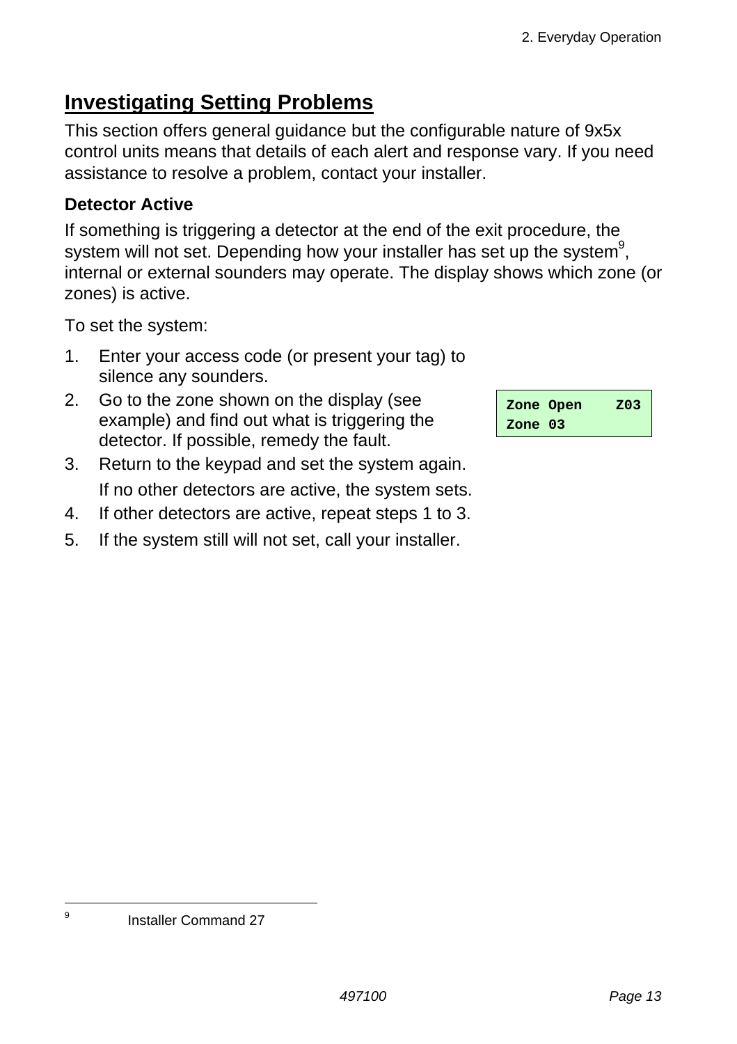## Investigating Setting Problems

This section offers general guidance but the configurable nature of 9x5x control units means that details of each alert and response vary. If you need assistance to resolve a problem, contact your installer.

### Detector Active

If something is triggering a detector at the end of the exit procedure, the system will not set. Depending how your installer has set up the system[9], internal or external sounders may operate. The display shows which zone (or zones) is active.

To set the system:

1. Enter your access code (or present your tag) to silence any sounders.
2. Go to the zone shown on the display (see example) and find out what is triggering the detector. If possible, remedy the fault.

```
Zone Open    Z03
Zone 03
```

3. Return to the keypad and set the system again.

   If no other detectors are active, the system sets.
4. If other detectors are active, repeat steps 1 to 3.
5. If the system still will not set, call your installer.

---

[9] Installer Command 27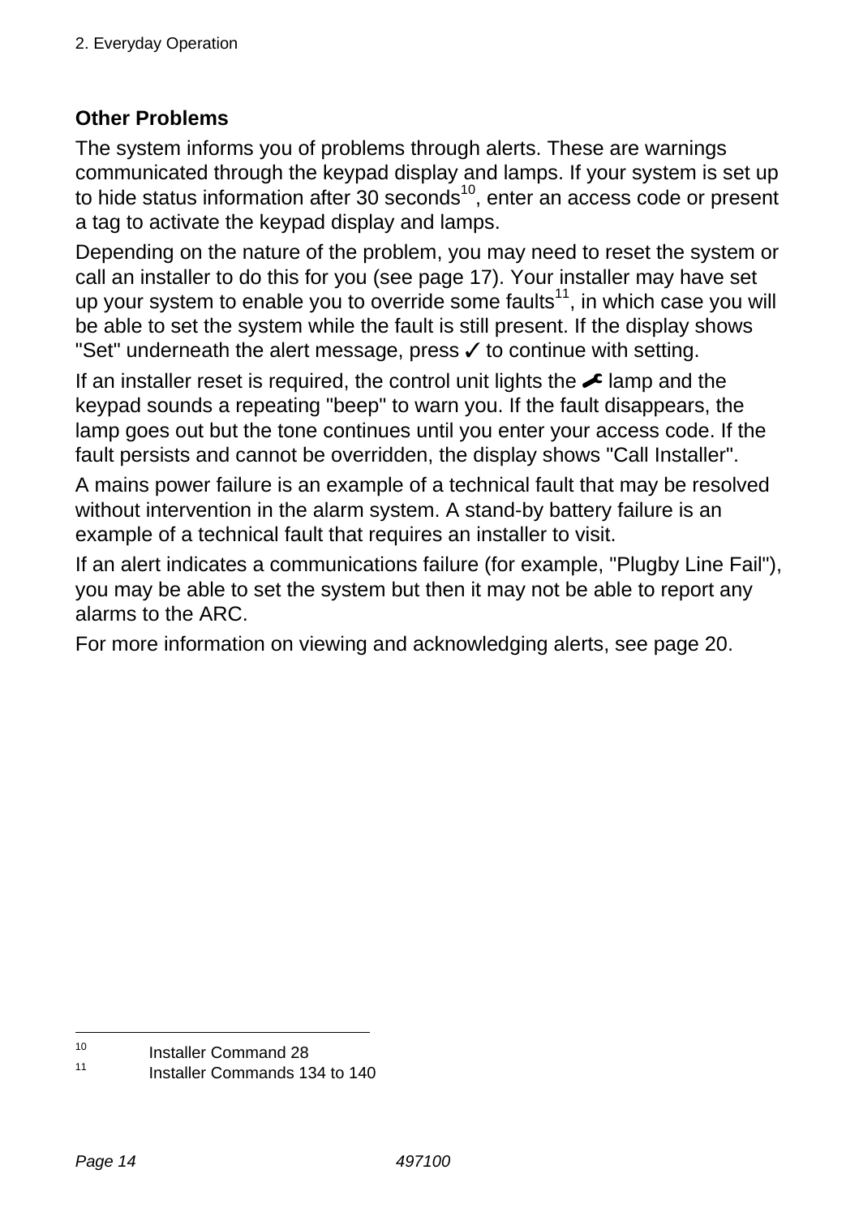## Other Problems

The system informs you of problems through alerts. These are warnings communicated through the keypad display and lamps. If your system is set up to hide status information after 30 seconds[10], enter an access code or present a tag to activate the keypad display and lamps.

Depending on the nature of the problem, you may need to reset the system or call an installer to do this for you (see page 17). Your installer may have set up your system to enable you to override some faults[11], in which case you will be able to set the system while the fault is still present. If the display shows "Set" underneath the alert message, press ✓ to continue with setting.

If an installer reset is required, the control unit lights the 🔧 lamp and the keypad sounds a repeating "beep" to warn you. If the fault disappears, the lamp goes out but the tone continues until you enter your access code. If the fault persists and cannot be overridden, the display shows "Call Installer".

A mains power failure is an example of a technical fault that may be resolved without intervention in the alarm system. A stand-by battery failure is an example of a technical fault that requires an installer to visit.

If an alert indicates a communications failure (for example, "Plugby Line Fail"), you may be able to set the system but then it may not be able to report any alarms to the ARC.

For more information on viewing and acknowledging alerts, see page 20.

---

[10] Installer Command 28

[11] Installer Commands 134 to 140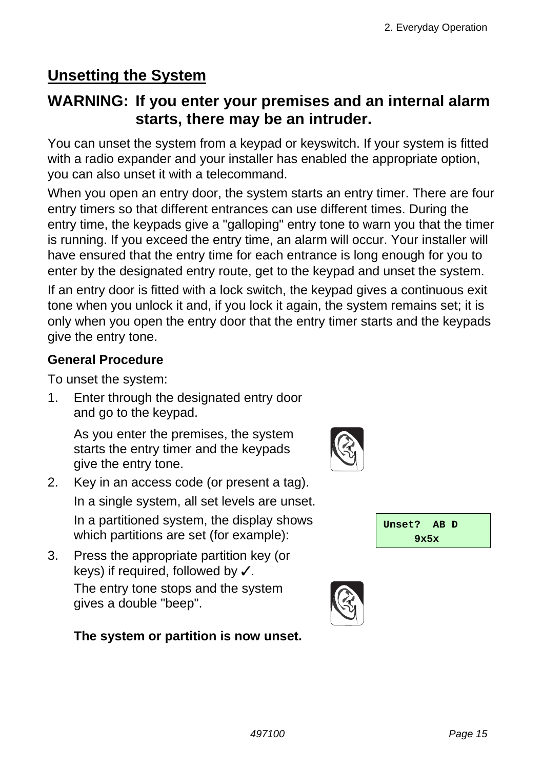## Unsetting the System

**WARNING: If you enter your premises and an internal alarm starts, there may be an intruder.**

You can unset the system from a keypad or keyswitch. If your system is fitted with a radio expander and your installer has enabled the appropriate option, you can also unset it with a telecommand.

When you open an entry door, the system starts an entry timer. There are four entry timers so that different entrances can use different times. During the entry time, the keypads give a "galloping" entry tone to warn you that the timer is running. If you exceed the entry time, an alarm will occur. Your installer will have ensured that the entry time for each entrance is long enough for you to enter by the designated entry route, get to the keypad and unset the system.

If an entry door is fitted with a lock switch, the keypad gives a continuous exit tone when you unlock it and, if you lock it again, the system remains set; it is only when you open the entry door that the entry timer starts and the keypads give the entry tone.

### General Procedure

To unset the system:

1. Enter through the designated entry door and go to the keypad.

   As you enter the premises, the system starts the entry timer and the keypads give the entry tone.

2. Key in an access code (or present a tag).

   In a single system, all set levels are unset.

   In a partitioned system, the display shows which partitions are set (for example):

   ```
   Unset?  AB D
        9x5x
   ```

3. Press the appropriate partition key (or keys) if required, followed by ✓.

   The entry tone stops and the system gives a double "beep".

   **The system or partition is now unset.**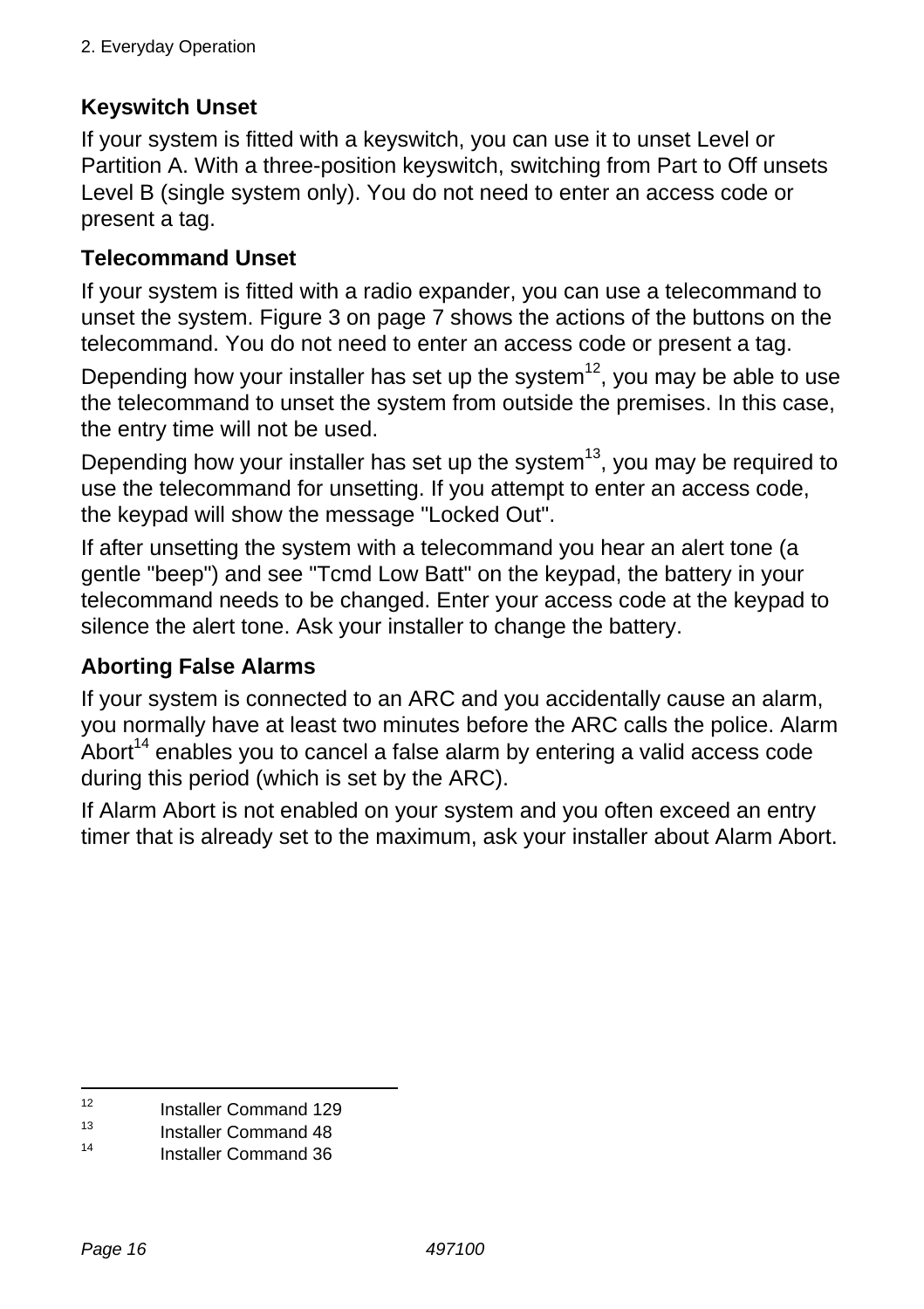### Keyswitch Unset

If your system is fitted with a keyswitch, you can use it to unset Level or Partition A. With a three-position keyswitch, switching from Part to Off unsets Level B (single system only). You do not need to enter an access code or present a tag.

### Telecommand Unset

If your system is fitted with a radio expander, you can use a telecommand to unset the system. Figure 3 on page 7 shows the actions of the buttons on the telecommand. You do not need to enter an access code or present a tag.

Depending how your installer has set up the system[12], you may be able to use the telecommand to unset the system from outside the premises. In this case, the entry time will not be used.

Depending how your installer has set up the system[13], you may be required to use the telecommand for unsetting. If you attempt to enter an access code, the keypad will show the message "Locked Out".

If after unsetting the system with a telecommand you hear an alert tone (a gentle "beep") and see "Tcmd Low Batt" on the keypad, the battery in your telecommand needs to be changed. Enter your access code at the keypad to silence the alert tone. Ask your installer to change the battery.

### Aborting False Alarms

If your system is connected to an ARC and you accidentally cause an alarm, you normally have at least two minutes before the ARC calls the police. Alarm Abort[14] enables you to cancel a false alarm by entering a valid access code during this period (which is set by the ARC).

If Alarm Abort is not enabled on your system and you often exceed an entry timer that is already set to the maximum, ask your installer about Alarm Abort.

---

[12] Installer Command 129
[13] Installer Command 48
[14] Installer Command 36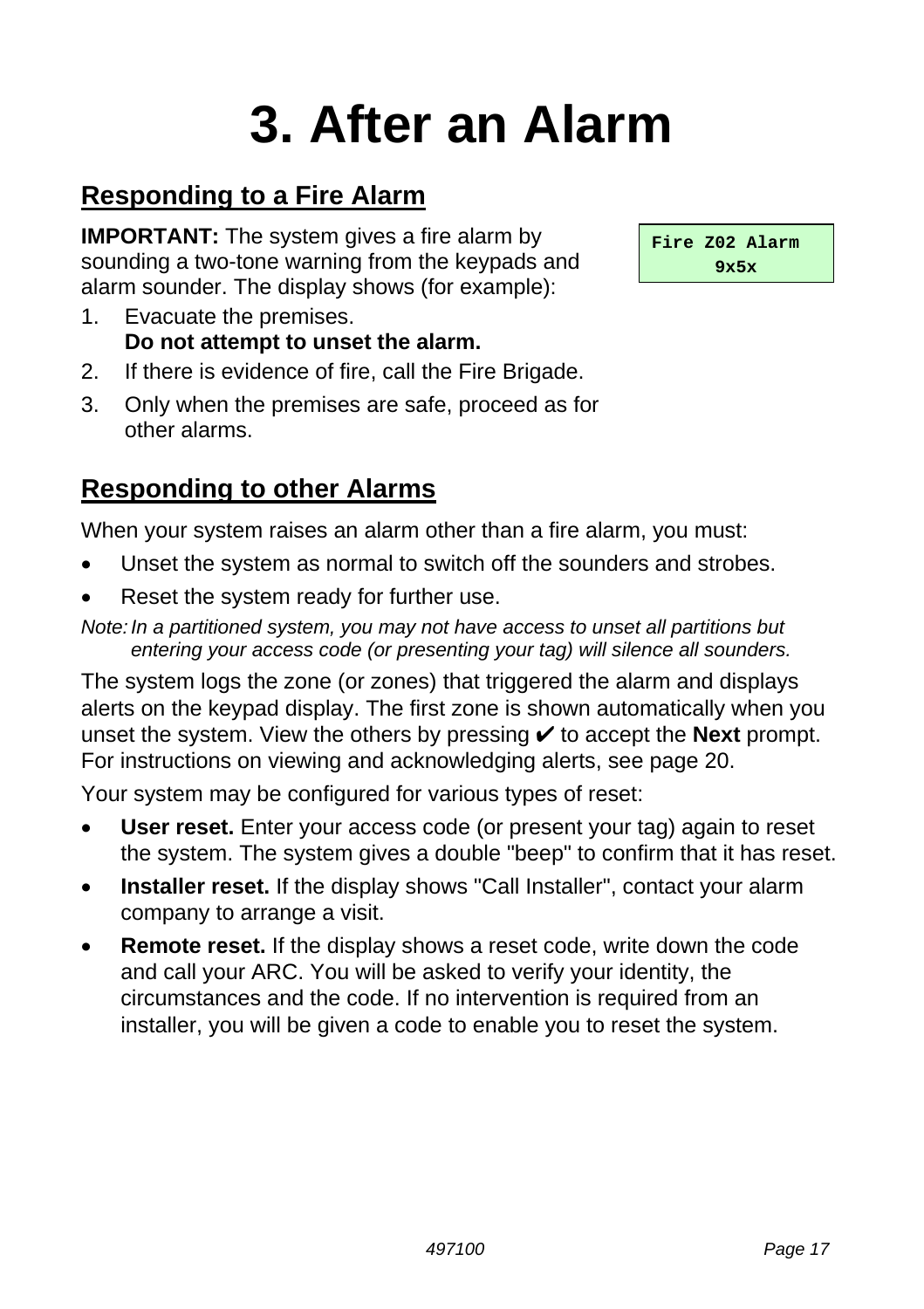# 3. After an Alarm

## Responding to a Fire Alarm

**IMPORTANT:** The system gives a fire alarm by sounding a two-tone warning from the keypads and alarm sounder. The display shows (for example):

```
Fire Z02 Alarm
     9x5x
```

1. Evacuate the premises.
   **Do not attempt to unset the alarm.**
2. If there is evidence of fire, call the Fire Brigade.
3. Only when the premises are safe, proceed as for other alarms.

## Responding to other Alarms

When your system raises an alarm other than a fire alarm, you must:

- Unset the system as normal to switch off the sounders and strobes.
- Reset the system ready for further use.

*Note: In a partitioned system, you may not have access to unset all partitions but entering your access code (or presenting your tag) will silence all sounders.*

The system logs the zone (or zones) that triggered the alarm and displays alerts on the keypad display. The first zone is shown automatically when you unset the system. View the others by pressing ✔ to accept the **Next** prompt. For instructions on viewing and acknowledging alerts, see page 20.

Your system may be configured for various types of reset:

- **User reset.** Enter your access code (or present your tag) again to reset the system. The system gives a double "beep" to confirm that it has reset.
- **Installer reset.** If the display shows "Call Installer", contact your alarm company to arrange a visit.
- **Remote reset.** If the display shows a reset code, write down the code and call your ARC. You will be asked to verify your identity, the circumstances and the code. If no intervention is required from an installer, you will be given a code to enable you to reset the system.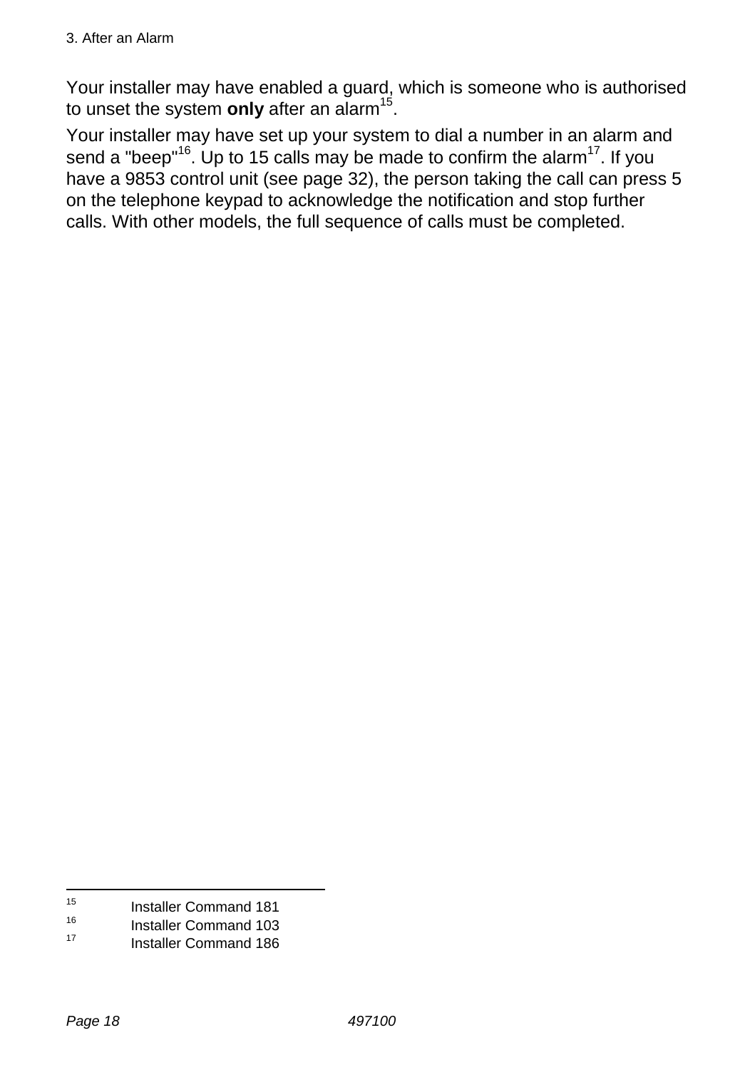Your installer may have enabled a guard, which is someone who is authorised to unset the system **only** after an alarm[15].

Your installer may have set up your system to dial a number in an alarm and send a "beep"[16]. Up to 15 calls may be made to confirm the alarm[17]. If you have a 9853 control unit (see page 32), the person taking the call can press 5 on the telephone keypad to acknowledge the notification and stop further calls. With other models, the full sequence of calls must be completed.

---

[15] Installer Command 181
[16] Installer Command 103
[17] Installer Command 186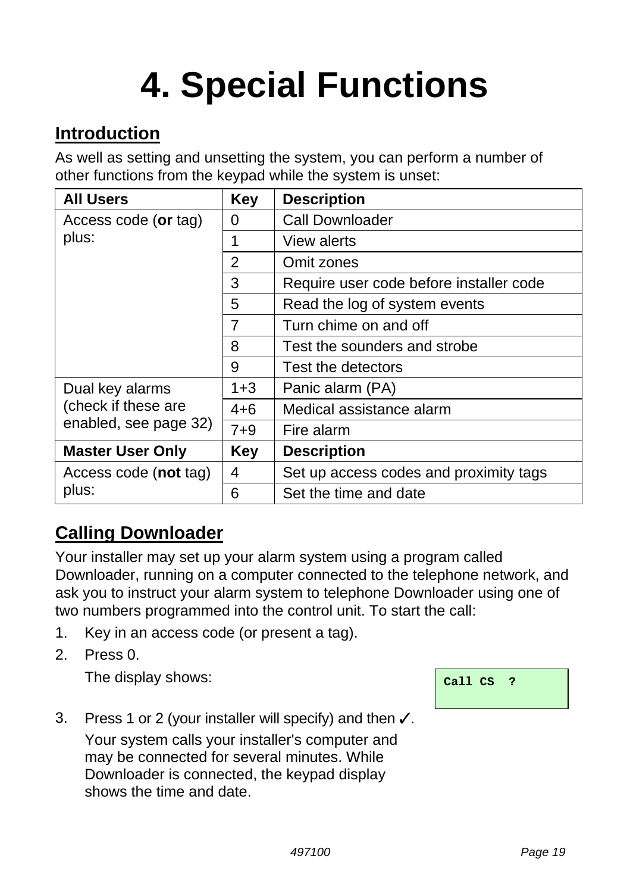# 4. Special Functions

## Introduction

As well as setting and unsetting the system, you can perform a number of other functions from the keypad while the system is unset:

| All Users | Key | Description |
|---|---|---|
| Access code (**or** tag) plus: | 0 | Call Downloader |
| | 1 | View alerts |
| | 2 | Omit zones |
| | 3 | Require user code before installer code |
| | 5 | Read the log of system events |
| | 7 | Turn chime on and off |
| | 8 | Test the sounders and strobe |
| | 9 | Test the detectors |
| Dual key alarms (check if these are enabled, see page 32) | 1+3 | Panic alarm (PA) |
| | 4+6 | Medical assistance alarm |
| | 7+9 | Fire alarm |
| **Master User Only** | **Key** | **Description** |
| Access code (**not** tag) plus: | 4 | Set up access codes and proximity tags |
| | 6 | Set the time and date |

## Calling Downloader

Your installer may set up your alarm system using a program called Downloader, running on a computer connected to the telephone network, and ask you to instruct your alarm system to telephone Downloader using one of two numbers programmed into the control unit. To start the call:

1. Key in an access code (or present a tag).
2. Press 0.

   The display shows:

   ```
   Call CS  ?
   ```

3. Press 1 or 2 (your installer will specify) and then ✓.

   Your system calls your installer's computer and may be connected for several minutes. While Downloader is connected, the keypad display shows the time and date.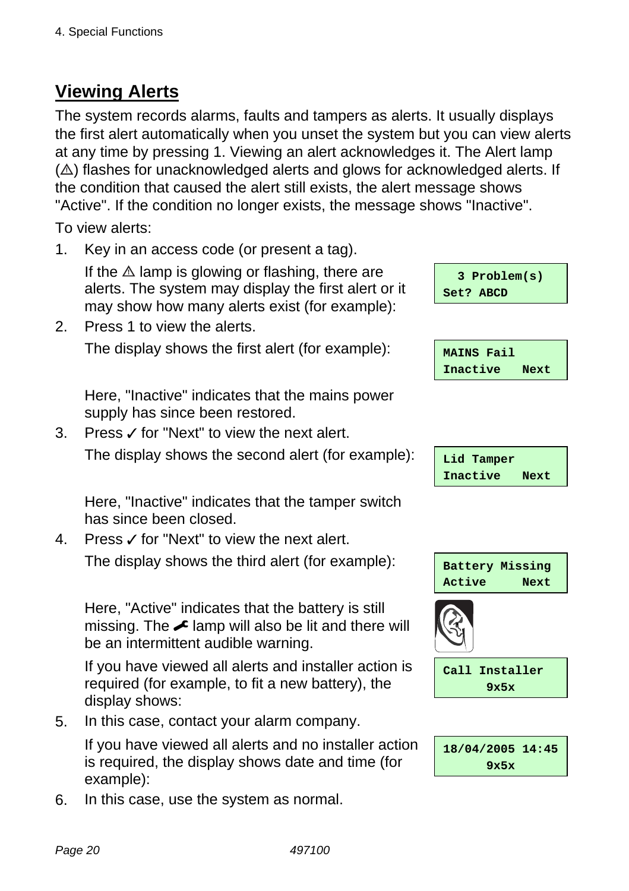## Viewing Alerts

The system records alarms, faults and tampers as alerts. It usually displays the first alert automatically when you unset the system but you can view alerts at any time by pressing 1. Viewing an alert acknowledges it. The Alert lamp (⚠) flashes for unacknowledged alerts and glows for acknowledged alerts. If the condition that caused the alert still exists, the alert message shows "Active". If the condition no longer exists, the message shows "Inactive".

To view alerts:

1. Key in an access code (or present a tag).

   If the ⚠ lamp is glowing or flashing, there are alerts. The system may display the first alert or it may show how many alerts exist (for example):

   ```
     3 Problem(s)
   Set? ABCD
   ```

2. Press 1 to view the alerts.

   The display shows the first alert (for example):

   ```
   MAINS Fail
   Inactive   Next
   ```

   Here, "Inactive" indicates that the mains power supply has since been restored.

3. Press ✓ for "Next" to view the next alert.

   The display shows the second alert (for example):

   ```
   Lid Tamper
   Inactive   Next
   ```

   Here, "Inactive" indicates that the tamper switch has since been closed.

4. Press ✓ for "Next" to view the next alert.

   The display shows the third alert (for example):

   ```
   Battery Missing
   Active     Next
   ```

   Here, "Active" indicates that the battery is still missing. The 🔧 lamp will also be lit and there will be an intermittent audible warning.

   If you have viewed all alerts and installer action is required (for example, to fit a new battery), the display shows:

   ```
   Call Installer
        9x5x
   ```

5. In this case, contact your alarm company.

   If you have viewed all alerts and no installer action is required, the display shows date and time (for example):

   ```
   18/04/2005 14:45
        9x5x
   ```

6. In this case, use the system as normal.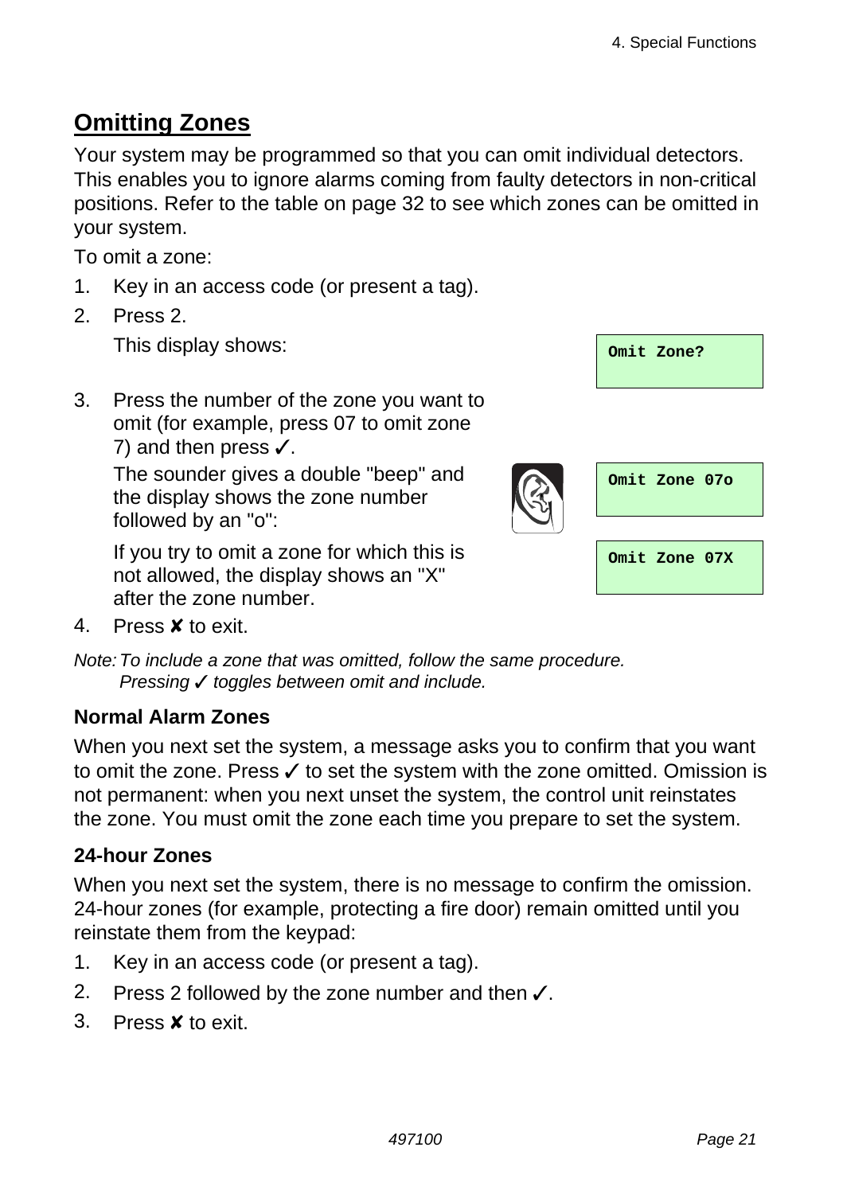## Omitting Zones

Your system may be programmed so that you can omit individual detectors. This enables you to ignore alarms coming from faulty detectors in non-critical positions. Refer to the table on page 32 to see which zones can be omitted in your system.

To omit a zone:

1. Key in an access code (or present a tag).
2. Press 2.

   This display shows:

   ```
   Omit Zone?
   ```

3. Press the number of the zone you want to omit (for example, press 07 to omit zone 7) and then press ✓.

   The sounder gives a double "beep" and the display shows the zone number followed by an "o":

   ```
   Omit Zone 07o
   ```

   If you try to omit a zone for which this is not allowed, the display shows an "X" after the zone number.

   ```
   Omit Zone 07X
   ```

4. Press ✘ to exit.

*Note: To include a zone that was omitted, follow the same procedure. Pressing ✓ toggles between omit and include.*

### Normal Alarm Zones

When you next set the system, a message asks you to confirm that you want to omit the zone. Press ✓ to set the system with the zone omitted. Omission is not permanent: when you next unset the system, the control unit reinstates the zone. You must omit the zone each time you prepare to set the system.

### 24-hour Zones

When you next set the system, there is no message to confirm the omission. 24-hour zones (for example, protecting a fire door) remain omitted until you reinstate them from the keypad:

1. Key in an access code (or present a tag).
2. Press 2 followed by the zone number and then ✓.
3. Press ✘ to exit.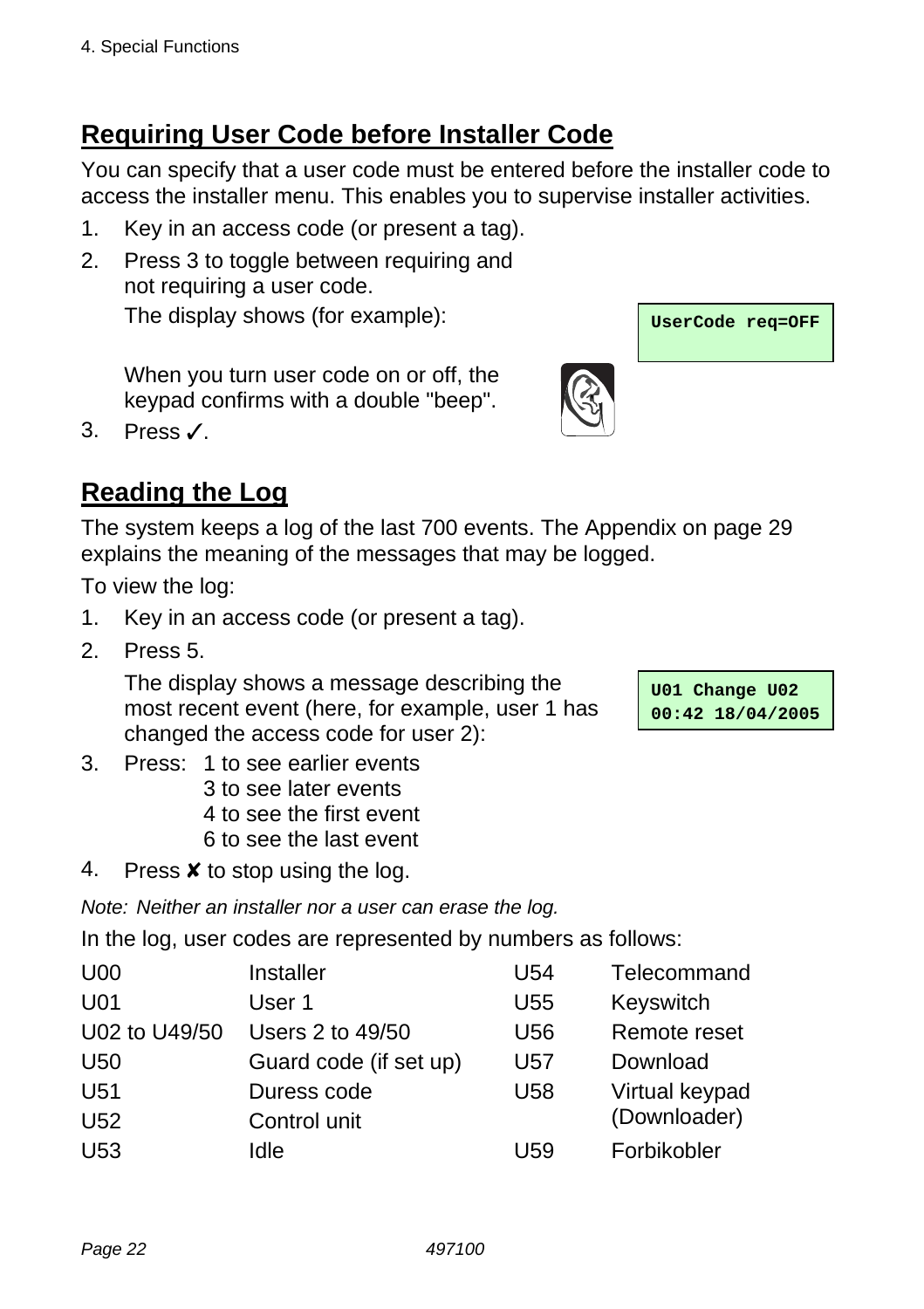## Requiring User Code before Installer Code

You can specify that a user code must be entered before the installer code to access the installer menu. This enables you to supervise installer activities.

1. Key in an access code (or present a tag).
2. Press 3 to toggle between requiring and not requiring a user code.

   The display shows (for example):

   ```
   UserCode req=OFF
   ```

   When you turn user code on or off, the keypad confirms with a double "beep".
3. Press ✓.

## Reading the Log

The system keeps a log of the last 700 events. The Appendix on page 29 explains the meaning of the messages that may be logged.

To view the log:

1. Key in an access code (or present a tag).
2. Press 5.

   The display shows a message describing the most recent event (here, for example, user 1 has changed the access code for user 2):

   ```
   U01 Change U02
   00:42 18/04/2005
   ```
3. Press: 1 to see earlier events
   3 to see later events
   4 to see the first event
   6 to see the last event
4. Press ✘ to stop using the log.

*Note: Neither an installer nor a user can erase the log.*

In the log, user codes are represented by numbers as follows:

| | | | |
|---|---|---|---|
| U00 | Installer | U54 | Telecommand |
| U01 | User 1 | U55 | Keyswitch |
| U02 to U49/50 | Users 2 to 49/50 | U56 | Remote reset |
| U50 | Guard code (if set up) | U57 | Download |
| U51 | Duress code | U58 | Virtual keypad (Downloader) |
| U52 | Control unit | | |
| U53 | Idle | U59 | Forbikobler |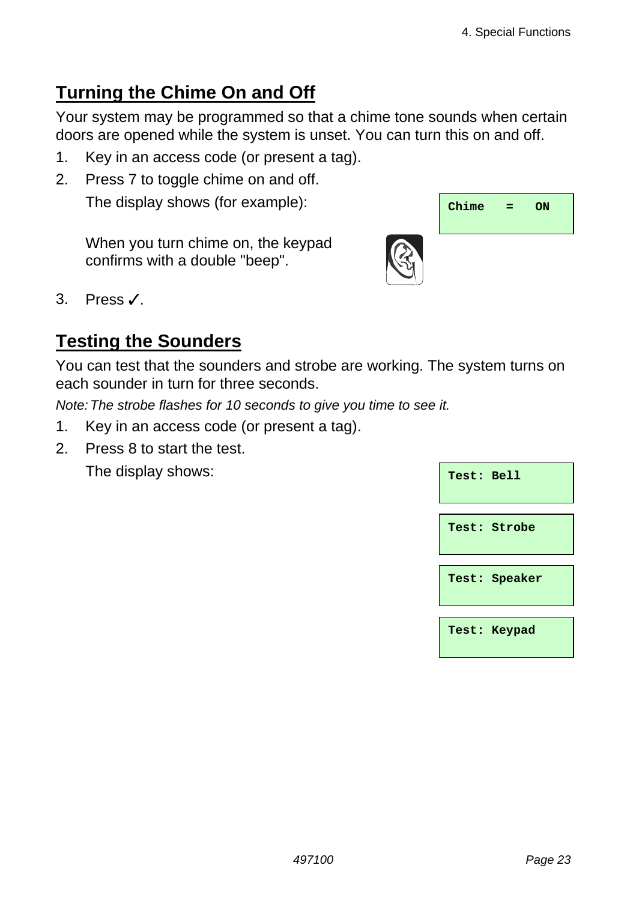## Turning the Chime On and Off

Your system may be programmed so that a chime tone sounds when certain doors are opened while the system is unset. You can turn this on and off.

1. Key in an access code (or present a tag).
2. Press 7 to toggle chime on and off.

   The display shows (for example):

   ```
   Chime   =   ON
   ```

   When you turn chime on, the keypad confirms with a double "beep".

3. Press ✓.

## Testing the Sounders

You can test that the sounders and strobe are working. The system turns on each sounder in turn for three seconds.

*Note: The strobe flashes for 10 seconds to give you time to see it.*

1. Key in an access code (or present a tag).
2. Press 8 to start the test.

   The display shows:

   ```
   Test: Bell
   ```

   ```
   Test: Strobe
   ```

   ```
   Test: Speaker
   ```

   ```
   Test: Keypad
   ```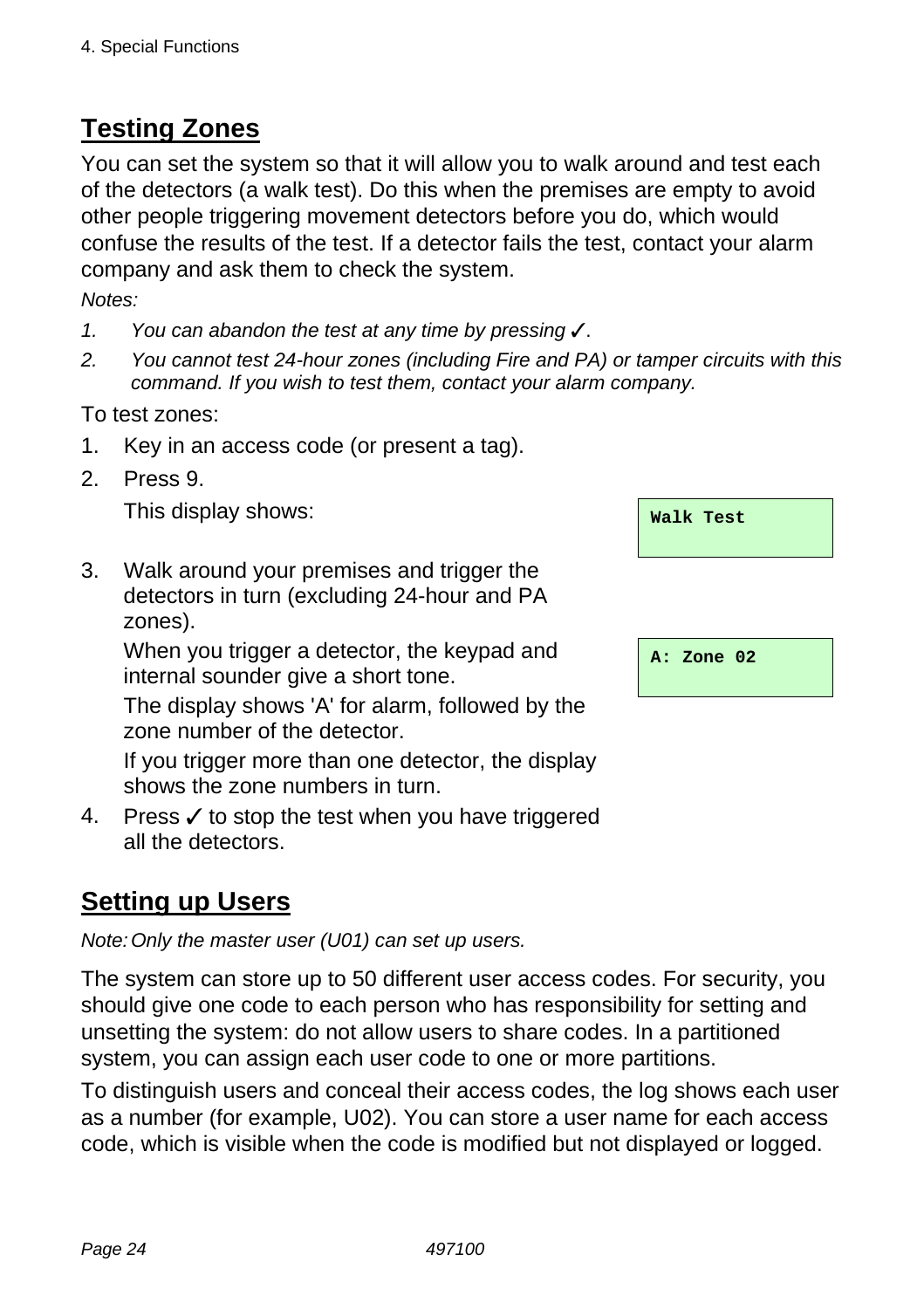## Testing Zones

You can set the system so that it will allow you to walk around and test each of the detectors (a walk test). Do this when the premises are empty to avoid other people triggering movement detectors before you do, which would confuse the results of the test. If a detector fails the test, contact your alarm company and ask them to check the system.

*Notes:*

1. *You can abandon the test at any time by pressing ✓.*
2. *You cannot test 24-hour zones (including Fire and PA) or tamper circuits with this command. If you wish to test them, contact your alarm company.*

To test zones:

1. Key in an access code (or present a tag).
2. Press 9.

   This display shows:

   ```
   Walk Test
   ```

3. Walk around your premises and trigger the detectors in turn (excluding 24-hour and PA zones).

   When you trigger a detector, the keypad and internal sounder give a short tone.

   ```
   A: Zone 02
   ```

   The display shows 'A' for alarm, followed by the zone number of the detector.

   If you trigger more than one detector, the display shows the zone numbers in turn.

4. Press ✓ to stop the test when you have triggered all the detectors.

## Setting up Users

*Note: Only the master user (U01) can set up users.*

The system can store up to 50 different user access codes. For security, you should give one code to each person who has responsibility for setting and unsetting the system: do not allow users to share codes. In a partitioned system, you can assign each user code to one or more partitions.

To distinguish users and conceal their access codes, the log shows each user as a number (for example, U02). You can store a user name for each access code, which is visible when the code is modified but not displayed or logged.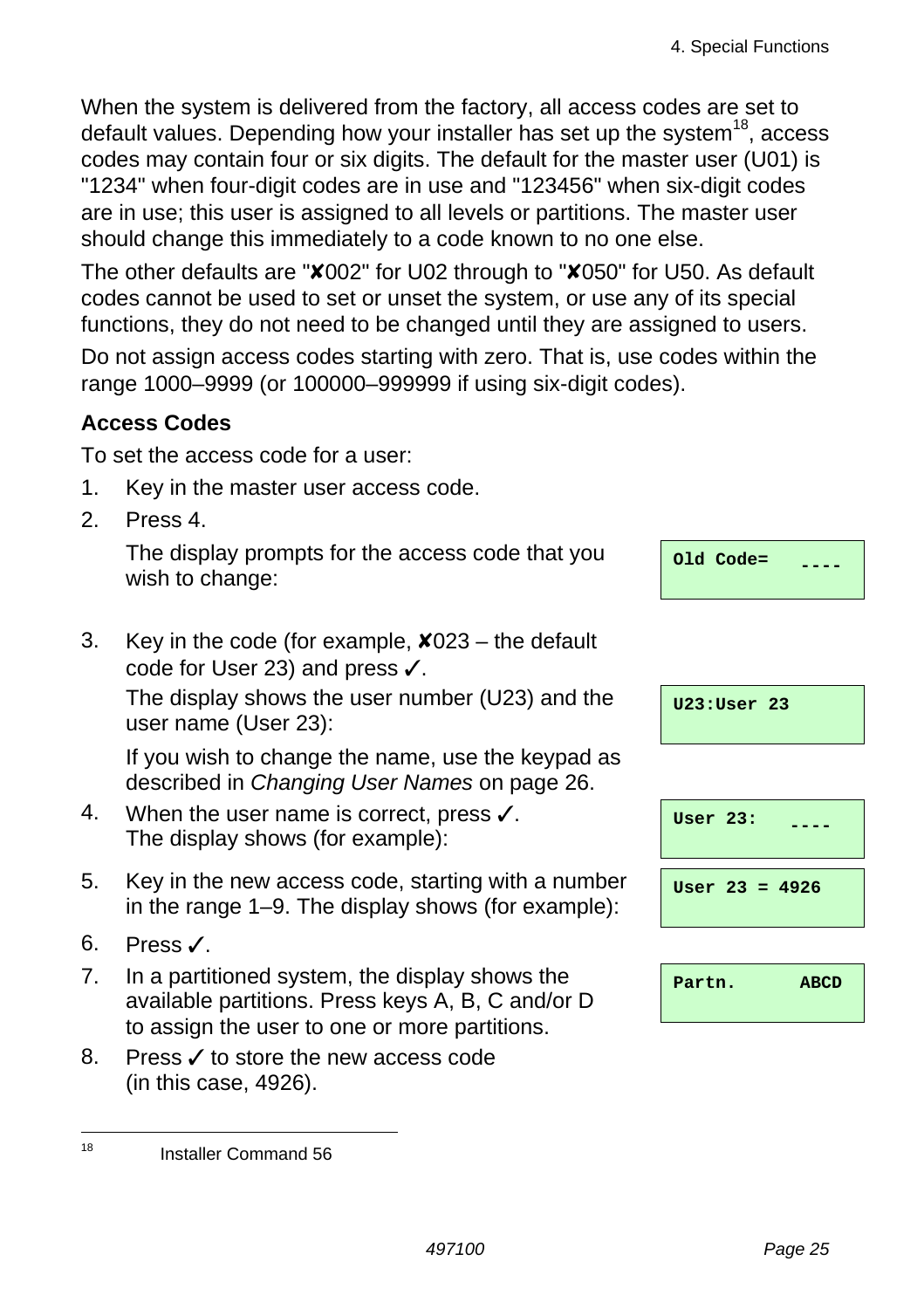When the system is delivered from the factory, all access codes are set to default values. Depending how your installer has set up the system[18], access codes may contain four or six digits. The default for the master user (U01) is "1234" when four-digit codes are in use and "123456" when six-digit codes are in use; this user is assigned to all levels or partitions. The master user should change this immediately to a code known to no one else.

The other defaults are "✘002" for U02 through to "✘050" for U50. As default codes cannot be used to set or unset the system, or use any of its special functions, they do not need to be changed until they are assigned to users.

Do not assign access codes starting with zero. That is, use codes within the range 1000–9999 (or 100000–999999 if using six-digit codes).

### Access Codes

To set the access code for a user:

1. Key in the master user access code.
2. Press 4.

   The display prompts for the access code that you wish to change:

   ```
   Old Code=   ----
   ```

3. Key in the code (for example, ✘023 – the default code for User 23) and press ✓.

   The display shows the user number (U23) and the user name (User 23):

   ```
   U23:User 23
   ```

   If you wish to change the name, use the keypad as described in *Changing User Names* on page 26.
4. When the user name is correct, press ✓.
   The display shows (for example):

   ```
   User 23:   ----
   ```

5. Key in the new access code, starting with a number in the range 1–9. The display shows (for example):

   ```
   User 23 = 4926
   ```

6. Press ✓.
7. In a partitioned system, the display shows the available partitions. Press keys A, B, C and/or D to assign the user to one or more partitions.

   ```
   Partn.      ABCD
   ```

8. Press ✓ to store the new access code (in this case, 4926).

---

[18] Installer Command 56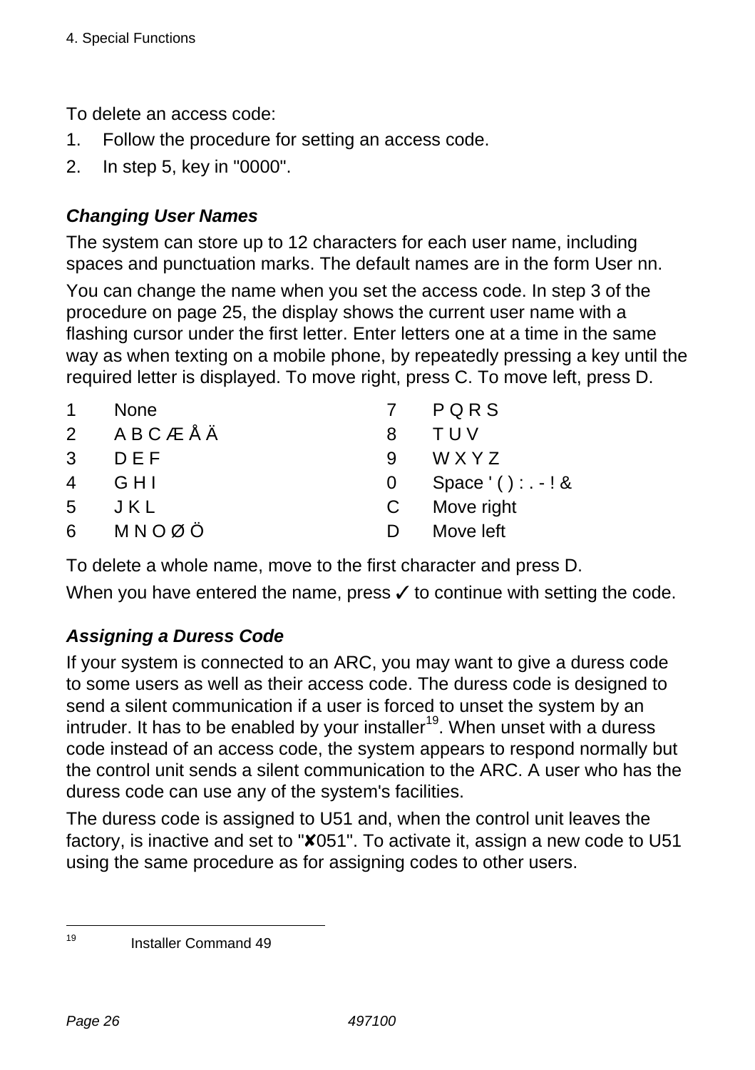To delete an access code:

1. Follow the procedure for setting an access code.
2. In step 5, key in "0000".

### *Changing User Names*

The system can store up to 12 characters for each user name, including spaces and punctuation marks. The default names are in the form User nn.

You can change the name when you set the access code. In step 3 of the procedure on page 25, the display shows the current user name with a flashing cursor under the first letter. Enter letters one at a time in the same way as when texting on a mobile phone, by repeatedly pressing a key until the required letter is displayed. To move right, press C. To move left, press D.

| | | | |
|---|---|---|---|
| 1 | None | 7 | P Q R S |
| 2 | A B C Æ Å Ä | 8 | T U V |
| 3 | D E F | 9 | W X Y Z |
| 4 | G H I | 0 | Space ' ( ) : . - ! & |
| 5 | J K L | C | Move right |
| 6 | M N O Ø Ö | D | Move left |

To delete a whole name, move to the first character and press D.

When you have entered the name, press ✓ to continue with setting the code.

### *Assigning a Duress Code*

If your system is connected to an ARC, you may want to give a duress code to some users as well as their access code. The duress code is designed to send a silent communication if a user is forced to unset the system by an intruder. It has to be enabled by your installer[19]. When unset with a duress code instead of an access code, the system appears to respond normally but the control unit sends a silent communication to the ARC. A user who has the duress code can use any of the system's facilities.

The duress code is assigned to U51 and, when the control unit leaves the factory, is inactive and set to "✘051". To activate it, assign a new code to U51 using the same procedure as for assigning codes to other users.

---

[19] Installer Command 49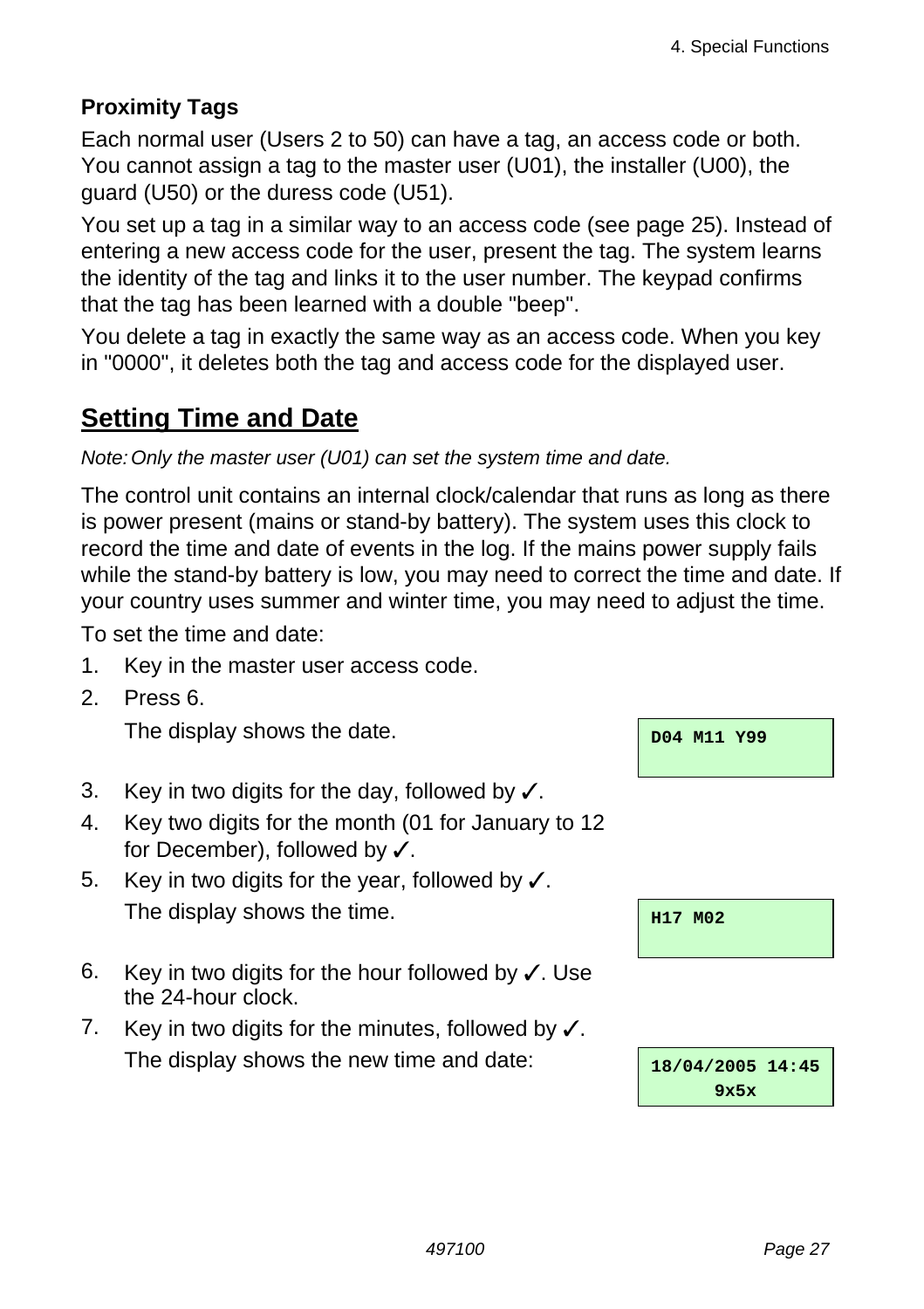### Proximity Tags

Each normal user (Users 2 to 50) can have a tag, an access code or both. You cannot assign a tag to the master user (U01), the installer (U00), the guard (U50) or the duress code (U51).

You set up a tag in a similar way to an access code (see page 25). Instead of entering a new access code for the user, present the tag. The system learns the identity of the tag and links it to the user number. The keypad confirms that the tag has been learned with a double "beep".

You delete a tag in exactly the same way as an access code. When you key in "0000", it deletes both the tag and access code for the displayed user.

## Setting Time and Date

*Note: Only the master user (U01) can set the system time and date.*

The control unit contains an internal clock/calendar that runs as long as there is power present (mains or stand-by battery). The system uses this clock to record the time and date of events in the log. If the mains power supply fails while the stand-by battery is low, you may need to correct the time and date. If your country uses summer and winter time, you may need to adjust the time.

To set the time and date:

1. Key in the master user access code.
2. Press 6.

   The display shows the date.

   ```
   D04 M11 Y99
   ```

3. Key in two digits for the day, followed by ✓.
4. Key two digits for the month (01 for January to 12 for December), followed by ✓.
5. Key in two digits for the year, followed by ✓.

   The display shows the time.

   ```
   H17 M02
   ```

6. Key in two digits for the hour followed by ✓. Use the 24-hour clock.
7. Key in two digits for the minutes, followed by ✓.

   The display shows the new time and date:

   ```
   18/04/2005 14:45
         9x5x
   ```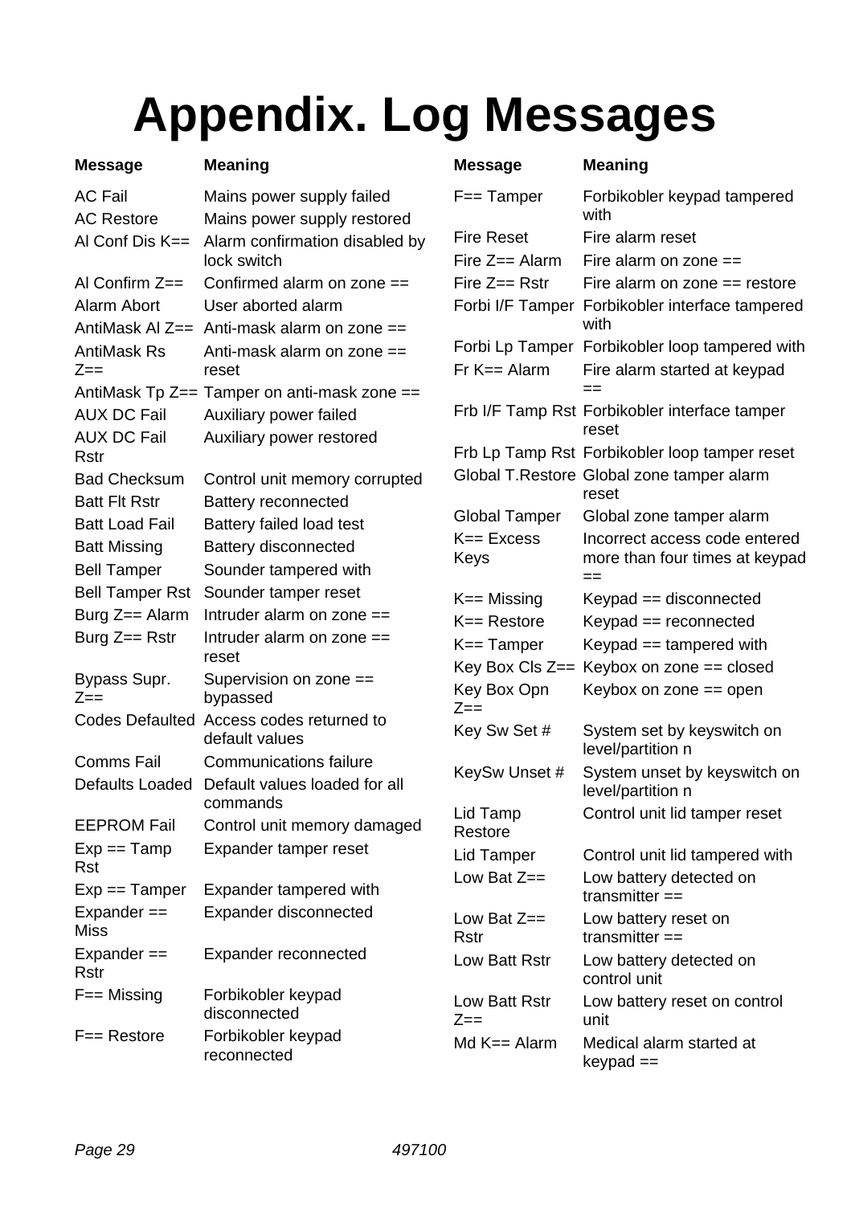# Appendix. Log Messages

| Message | Meaning |
|---|---|
| AC Fail | Mains power supply failed |
| AC Restore | Mains power supply restored |
| Al Conf Dis K== | Alarm confirmation disabled by lock switch |
| Al Confirm Z== | Confirmed alarm on zone == |
| Alarm Abort | User aborted alarm |
| AntiMask Al Z== | Anti-mask alarm on zone == |
| AntiMask Rs Z== | Anti-mask alarm on zone == reset |
| AntiMask Tp Z== | Tamper on anti-mask zone == |
| AUX DC Fail | Auxiliary power failed |
| AUX DC Fail Rstr | Auxiliary power restored |
| Bad Checksum | Control unit memory corrupted |
| Batt Flt Rstr | Battery reconnected |
| Batt Load Fail | Battery failed load test |
| Batt Missing | Battery disconnected |
| Bell Tamper | Sounder tampered with |
| Bell Tamper Rst | Sounder tamper reset |
| Burg Z== Alarm | Intruder alarm on zone == |
| Burg Z== Rstr | Intruder alarm on zone == reset |
| Bypass Supr. Z== | Supervision on zone == bypassed |
| Codes Defaulted | Access codes returned to default values |
| Comms Fail | Communications failure |
| Defaults Loaded | Default values loaded for all commands |
| EEPROM Fail | Control unit memory damaged |
| Exp == Tamp Rst | Expander tamper reset |
| Exp == Tamper | Expander tampered with |
| Expander == Miss | Expander disconnected |
| Expander == Rstr | Expander reconnected |
| F== Missing | Forbikobler keypad disconnected |
| F== Restore | Forbikobler keypad reconnected |
| F== Tamper | Forbikobler keypad tampered with |
| Fire Reset | Fire alarm reset |
| Fire Z== Alarm | Fire alarm on zone == |
| Fire Z== Rstr | Fire alarm on zone == restore |
| Forbi I/F Tamper | Forbikobler interface tampered with |
| Forbi Lp Tamper | Forbikobler loop tampered with |
| Fr K== Alarm | Fire alarm started at keypad == |
| Frb I/F Tamp Rst | Forbikobler interface tamper reset |
| Frb Lp Tamp Rst | Forbikobler loop tamper reset |
| Global T.Restore | Global zone tamper alarm reset |
| Global Tamper | Global zone tamper alarm |
| K== Excess Keys | Incorrect access code entered more than four times at keypad == |
| K== Missing | Keypad == disconnected |
| K== Restore | Keypad == reconnected |
| K== Tamper | Keypad == tampered with |
| Key Box Cls Z== | Keybox on zone == closed |
| Key Box Opn Z== | Keybox on zone == open |
| Key Sw Set # | System set by keyswitch on level/partition n |
| KeySw Unset # | System unset by keyswitch on level/partition n |
| Lid Tamp Restore | Control unit lid tamper reset |
| Lid Tamper | Control unit lid tampered with |
| Low Bat Z== | Low battery detected on transmitter == |
| Low Bat Z== Rstr | Low battery reset on transmitter == |
| Low Batt Rstr | Low battery detected on control unit |
| Low Batt Rstr Z== | Low battery reset on control unit |
| Md K== Alarm | Medical alarm started at keypad == |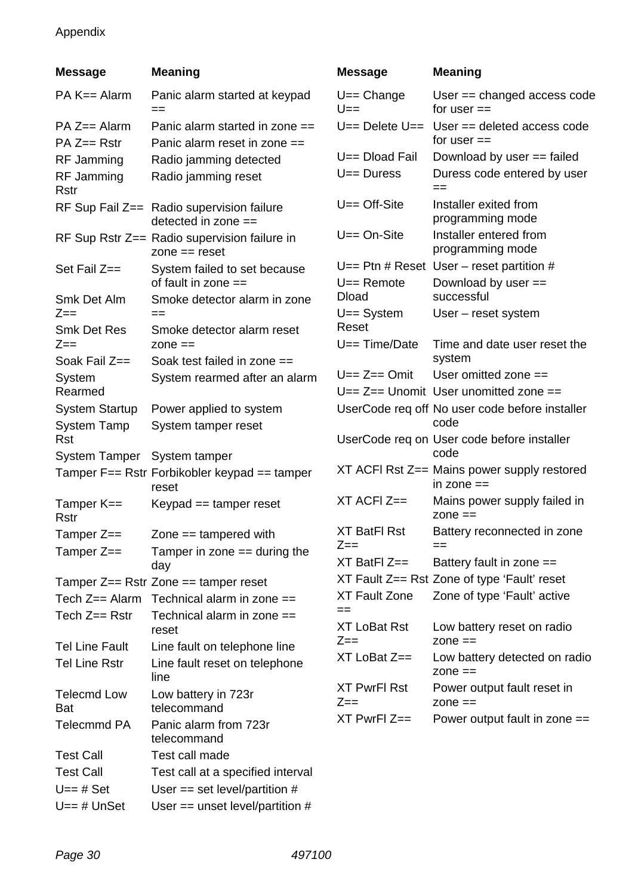| Message | Meaning |
|---|---|
| PA K== Alarm | Panic alarm started at keypad == |
| PA Z== Alarm | Panic alarm started in zone == |
| PA Z== Rstr | Panic alarm reset in zone == |
| RF Jamming | Radio jamming detected |
| RF Jamming Rstr | Radio jamming reset |
| RF Sup Fail Z== | Radio supervision failure detected in zone == |
| RF Sup Rstr Z== | Radio supervision failure in zone == reset |
| Set Fail Z== | System failed to set because of fault in zone == |
| Smk Det Alm Z== | Smoke detector alarm in zone == |
| Smk Det Res Z== | Smoke detector alarm reset zone == |
| Soak Fail Z== | Soak test failed in zone == |
| System Rearmed | System rearmed after an alarm |
| System Startup | Power applied to system |
| System Tamp Rst | System tamper reset |
| System Tamper | System tamper |
| Tamper F== Rstr | Forbikobler keypad == tamper reset |
| Tamper K== Rstr | Keypad == tamper reset |
| Tamper Z== | Zone == tampered with |
| Tamper Z== | Tamper in zone == during the day |
| Tamper Z== Rstr | Zone == tamper reset |
| Tech Z== Alarm | Technical alarm in zone == |
| Tech Z== Rstr | Technical alarm in zone == reset |
| Tel Line Fault | Line fault on telephone line |
| Tel Line Rstr | Line fault reset on telephone line |
| Telecmd Low Bat | Low battery in 723r telecommand |
| Telecmmd PA | Panic alarm from 723r telecommand |
| Test Call | Test call made |
| Test Call | Test call at a specified interval |
| U== # Set | User == set level/partition # |
| U== # UnSet | User == unset level/partition # |
| U== Change U== | User == changed access code for user == |
| U== Delete U== | User == deleted access code for user == |
| U== Dload Fail | Download by user == failed |
| U== Duress | Duress code entered by user == |
| U== Off-Site | Installer exited from programming mode |
| U== On-Site | Installer entered from programming mode |
| U== Ptn # Reset | User – reset partition # |
| U== Remote Dload | Download by user == successful |
| U== System Reset | User – reset system |
| U== Time/Date | Time and date user reset the system |
| U== Z== Omit | User omitted zone == |
| U== Z== Unomit | User unomitted zone == |
| UserCode req off | No user code before installer code |
| UserCode req on | User code before installer code |
| XT ACFl Rst Z== | Mains power supply restored in zone == |
| XT ACFl Z== | Mains power supply failed in zone == |
| XT BatFl Rst Z== | Battery reconnected in zone == |
| XT BatFl Z== | Battery fault in zone == |
| XT Fault Z== Rst | Zone of type ‘Fault’ reset |
| XT Fault Zone == | Zone of type ‘Fault’ active |
| XT LoBat Rst Z== | Low battery reset on radio zone == |
| XT LoBat Z== | Low battery detected on radio zone == |
| XT PwrFl Rst Z== | Power output fault reset in zone == |
| XT PwrFl Z== | Power output fault in zone == |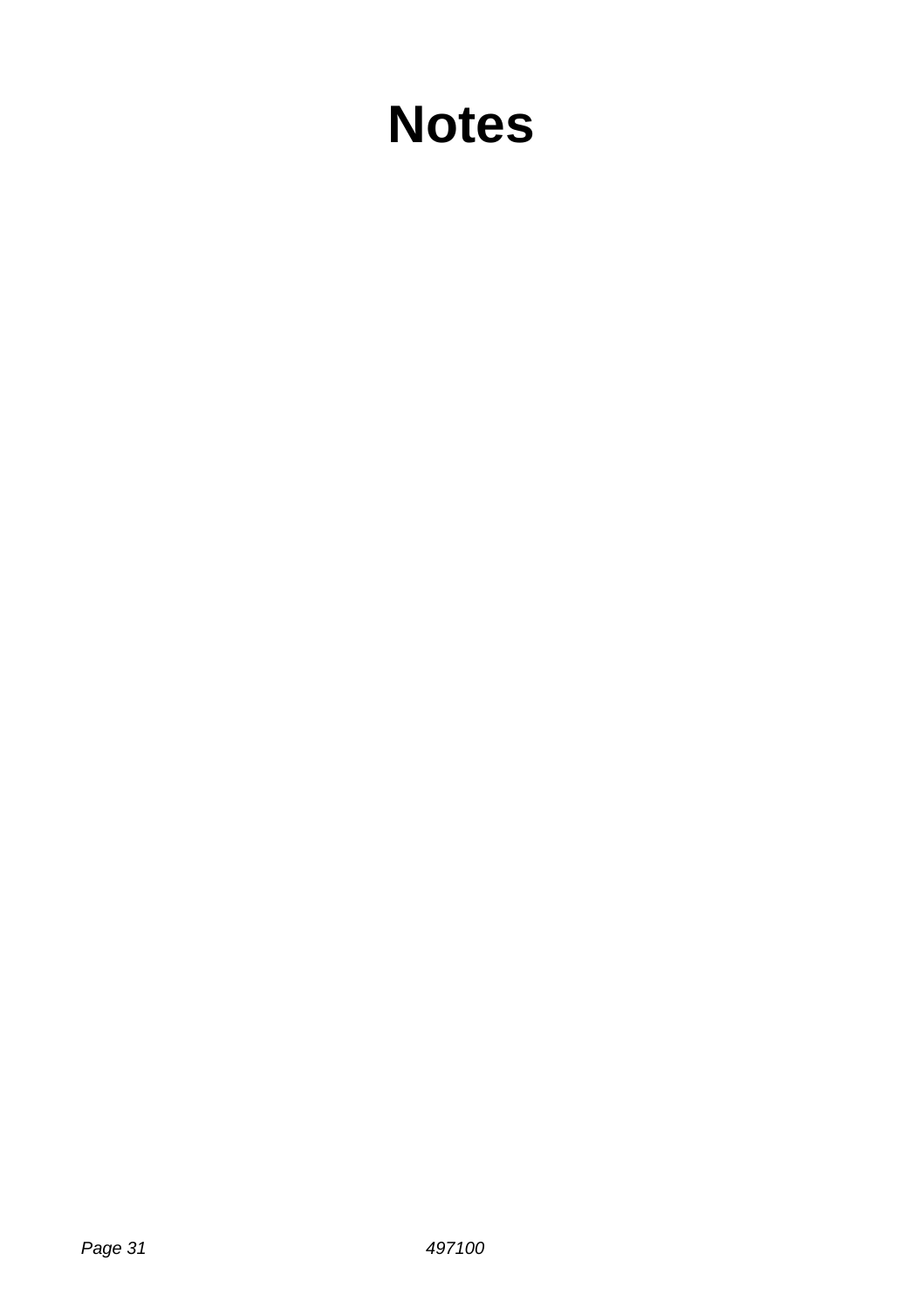# Notes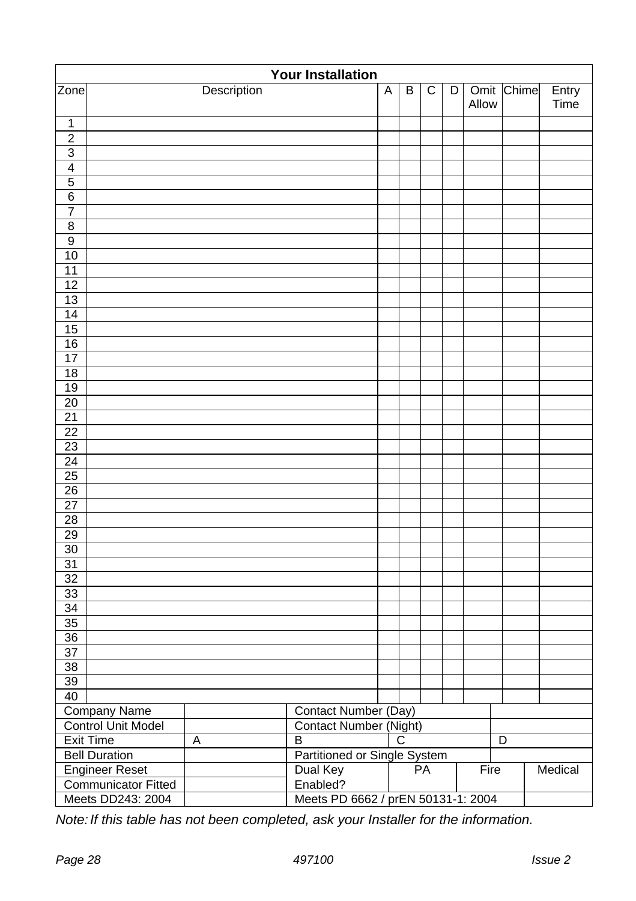| Your Installation | | | | | | | | |
|---|---|---|---|---|---|---|---|---|
| Zone | Description | A | B | C | D | Omit Allow | Chime | Entry Time |
| 1 | | | | | | | | |
| 2 | | | | | | | | |
| 3 | | | | | | | | |
| 4 | | | | | | | | |
| 5 | | | | | | | | |
| 6 | | | | | | | | |
| 7 | | | | | | | | |
| 8 | | | | | | | | |
| 9 | | | | | | | | |
| 10 | | | | | | | | |
| 11 | | | | | | | | |
| 12 | | | | | | | | |
| 13 | | | | | | | | |
| 14 | | | | | | | | |
| 15 | | | | | | | | |
| 16 | | | | | | | | |
| 17 | | | | | | | | |
| 18 | | | | | | | | |
| 19 | | | | | | | | |
| 20 | | | | | | | | |
| 21 | | | | | | | | |
| 22 | | | | | | | | |
| 23 | | | | | | | | |
| 24 | | | | | | | | |
| 25 | | | | | | | | |
| 26 | | | | | | | | |
| 27 | | | | | | | | |
| 28 | | | | | | | | |
| 29 | | | | | | | | |
| 30 | | | | | | | | |
| 31 | | | | | | | | |
| 32 | | | | | | | | |
| 33 | | | | | | | | |
| 34 | | | | | | | | |
| 35 | | | | | | | | |
| 36 | | | | | | | | |
| 37 | | | | | | | | |
| 38 | | | | | | | | |
| 39 | | | | | | | | |
| 40 | | | | | | | | |

| | | | | | | |
|---|---|---|---|---|---|---|
| Company Name | | Contact Number (Day) | | | | |
| Control Unit Model | | Contact Number (Night) | | | | |
| Exit Time | A | B | C | | D | |
| Bell Duration | | Partitioned or Single System | | | | |
| Engineer Reset | | Dual Key Enabled? | PA | Fire | | Medical |
| Communicator Fitted | | | | | | |
| Meets DD243: 2004 | | Meets PD 6662 / prEN 50131-1: 2004 | | | | |

*Note: If this table has not been completed, ask your Installer for the information.*